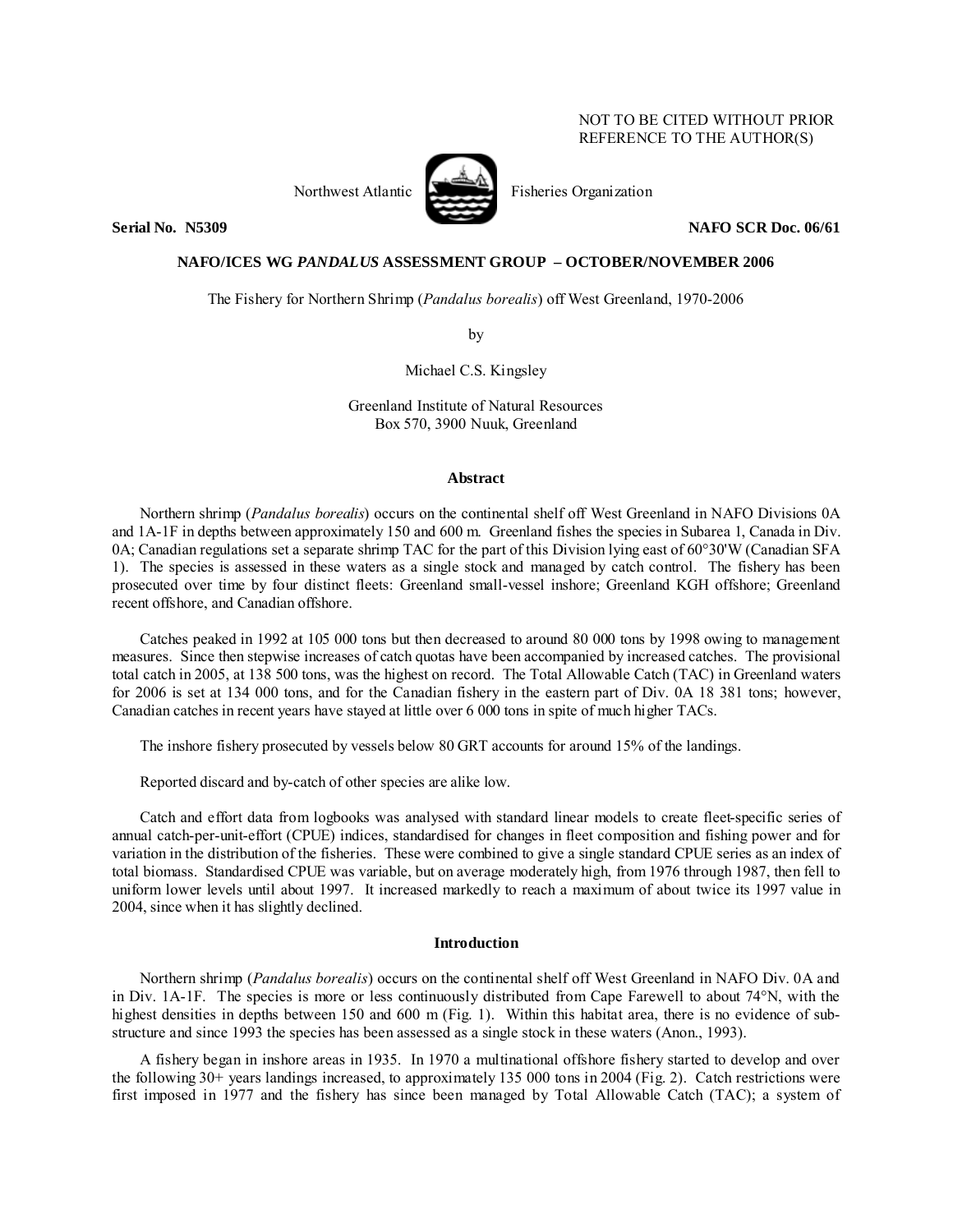NOT TO BE CITED WITHOUT PRIOR
REFERENCE TO THE AUTHOR(S)

Northwest Atlantic Fisheries Organization

**Serial No. N5309** **NAFO SCR Doc. 06/61**

**NAFO/ICES WG *PANDALUS* ASSESSMENT GROUP – OCTOBER/NOVEMBER 2006**

The Fishery for Northern Shrimp (*Pandalus borealis*) off West Greenland, 1970-2006

by

Michael C.S. Kingsley

Greenland Institute of Natural Resources
Box 570, 3900 Nuuk, Greenland

## Abstract

Northern shrimp (*Pandalus borealis*) occurs on the continental shelf off West Greenland in NAFO Divisions 0A and 1A-1F in depths between approximately 150 and 600 m. Greenland fishes the species in Subarea 1, Canada in Div. 0A; Canadian regulations set a separate shrimp TAC for the part of this Division lying east of 60°30'W (Canadian SFA 1). The species is assessed in these waters as a single stock and managed by catch control. The fishery has been prosecuted over time by four distinct fleets: Greenland small-vessel inshore; Greenland KGH offshore; Greenland recent offshore, and Canadian offshore.

Catches peaked in 1992 at 105 000 tons but then decreased to around 80 000 tons by 1998 owing to management measures. Since then stepwise increases of catch quotas have been accompanied by increased catches. The provisional total catch in 2005, at 138 500 tons, was the highest on record. The Total Allowable Catch (TAC) in Greenland waters for 2006 is set at 134 000 tons, and for the Canadian fishery in the eastern part of Div. 0A 18 381 tons; however, Canadian catches in recent years have stayed at little over 6 000 tons in spite of much higher TACs.

The inshore fishery prosecuted by vessels below 80 GRT accounts for around 15% of the landings.

Reported discard and by-catch of other species are alike low.

Catch and effort data from logbooks was analysed with standard linear models to create fleet-specific series of annual catch-per-unit-effort (CPUE) indices, standardised for changes in fleet composition and fishing power and for variation in the distribution of the fisheries. These were combined to give a single standard CPUE series as an index of total biomass. Standardised CPUE was variable, but on average moderately high, from 1976 through 1987, then fell to uniform lower levels until about 1997. It increased markedly to reach a maximum of about twice its 1997 value in 2004, since when it has slightly declined.

## Introduction

Northern shrimp (*Pandalus borealis*) occurs on the continental shelf off West Greenland in NAFO Div. 0A and in Div. 1A-1F. The species is more or less continuously distributed from Cape Farewell to about 74°N, with the highest densities in depths between 150 and 600 m (Fig. 1). Within this habitat area, there is no evidence of sub-structure and since 1993 the species has been assessed as a single stock in these waters (Anon., 1993).

A fishery began in inshore areas in 1935. In 1970 a multinational offshore fishery started to develop and over the following 30+ years landings increased, to approximately 135 000 tons in 2004 (Fig. 2). Catch restrictions were first imposed in 1977 and the fishery has since been managed by Total Allowable Catch (TAC); a system of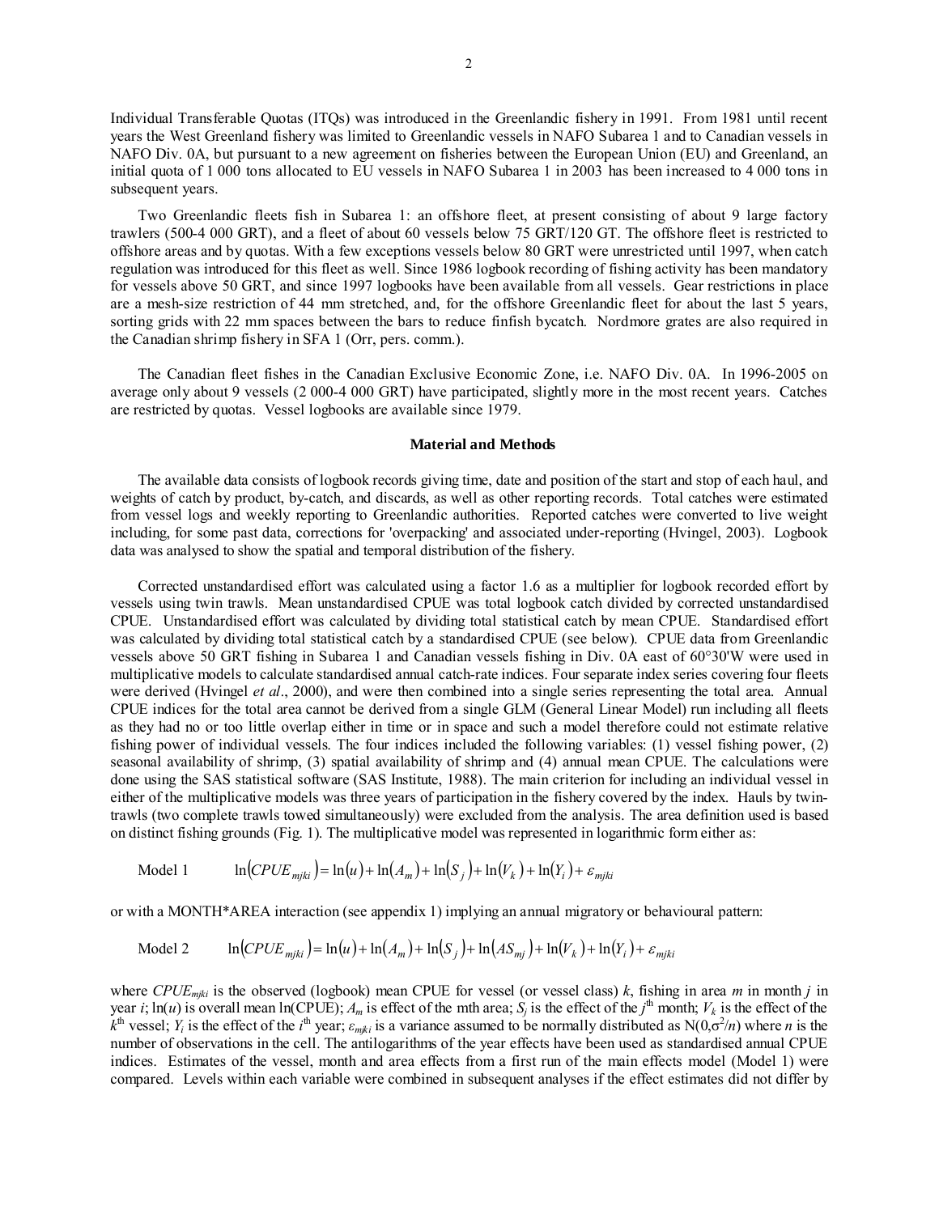Individual Transferable Quotas (ITQs) was introduced in the Greenlandic fishery in 1991. From 1981 until recent years the West Greenland fishery was limited to Greenlandic vessels in NAFO Subarea 1 and to Canadian vessels in NAFO Div. 0A, but pursuant to a new agreement on fisheries between the European Union (EU) and Greenland, an initial quota of 1 000 tons allocated to EU vessels in NAFO Subarea 1 in 2003 has been increased to 4 000 tons in subsequent years.

Two Greenlandic fleets fish in Subarea 1: an offshore fleet, at present consisting of about 9 large factory trawlers (500-4 000 GRT), and a fleet of about 60 vessels below 75 GRT/120 GT. The offshore fleet is restricted to offshore areas and by quotas. With a few exceptions vessels below 80 GRT were unrestricted until 1997, when catch regulation was introduced for this fleet as well. Since 1986 logbook recording of fishing activity has been mandatory for vessels above 50 GRT, and since 1997 logbooks have been available from all vessels. Gear restrictions in place are a mesh-size restriction of 44 mm stretched, and, for the offshore Greenlandic fleet for about the last 5 years, sorting grids with 22 mm spaces between the bars to reduce finfish bycatch. Nordmore grates are also required in the Canadian shrimp fishery in SFA 1 (Orr, pers. comm.).

The Canadian fleet fishes in the Canadian Exclusive Economic Zone, i.e. NAFO Div. 0A. In 1996-2005 on average only about 9 vessels (2 000-4 000 GRT) have participated, slightly more in the most recent years. Catches are restricted by quotas. Vessel logbooks are available since 1979.

## Material and Methods

The available data consists of logbook records giving time, date and position of the start and stop of each haul, and weights of catch by product, by-catch, and discards, as well as other reporting records. Total catches were estimated from vessel logs and weekly reporting to Greenlandic authorities. Reported catches were converted to live weight including, for some past data, corrections for 'overpacking' and associated under-reporting (Hvingel, 2003). Logbook data was analysed to show the spatial and temporal distribution of the fishery.

Corrected unstandardised effort was calculated using a factor 1.6 as a multiplier for logbook recorded effort by vessels using twin trawls. Mean unstandardised CPUE was total logbook catch divided by corrected unstandardised CPUE. Unstandardised effort was calculated by dividing total statistical catch by mean CPUE. Standardised effort was calculated by dividing total statistical catch by a standardised CPUE (see below). CPUE data from Greenlandic vessels above 50 GRT fishing in Subarea 1 and Canadian vessels fishing in Div. 0A east of 60°30'W were used in multiplicative models to calculate standardised annual catch-rate indices. Four separate index series covering four fleets were derived (Hvingel *et al*., 2000), and were then combined into a single series representing the total area. Annual CPUE indices for the total area cannot be derived from a single GLM (General Linear Model) run including all fleets as they had no or too little overlap either in time or in space and such a model therefore could not estimate relative fishing power of individual vessels. The four indices included the following variables: (1) vessel fishing power, (2) seasonal availability of shrimp, (3) spatial availability of shrimp and (4) annual mean CPUE. The calculations were done using the SAS statistical software (SAS Institute, 1988). The main criterion for including an individual vessel in either of the multiplicative models was three years of participation in the fishery covered by the index. Hauls by twin-trawls (two complete trawls towed simultaneously) were excluded from the analysis. The area definition used is based on distinct fishing grounds (Fig. 1). The multiplicative model was represented in logarithmic form either as:

Model 1 $$\ln(CPUE_{mjki}) = \ln(u) + \ln(A_m) + \ln(S_j) + \ln(V_k) + \ln(Y_i) + \varepsilon_{mjki}$$

or with a MONTH*AREA interaction (see appendix 1) implying an annual migratory or behavioural pattern:

Model 2 $$\ln(CPUE_{mjki}) = \ln(u) + \ln(A_m) + \ln(S_j) + \ln(AS_{mj}) + \ln(V_k) + \ln(Y_i) + \varepsilon_{mjki}$$

where $CPUE_{mjki}$ is the observed (logbook) mean CPUE for vessel (or vessel class) $k$, fishing in area $m$ in month $j$ in year $i$; $\ln(u)$ is overall mean ln(CPUE); $A_m$ is effect of the mth area; $S_j$ is the effect of the $j^{th}$ month; $V_k$ is the effect of the $k^{th}$ vessel; $Y_i$ is the effect of the $i^{th}$ year; $\varepsilon_{mjki}$ is a variance assumed to be normally distributed as $N(0,\sigma^2/n)$ where $n$ is the number of observations in the cell. The antilogarithms of the year effects have been used as standardised annual CPUE indices. Estimates of the vessel, month and area effects from a first run of the main effects model (Model 1) were compared. Levels within each variable were combined in subsequent analyses if the effect estimates did not differ by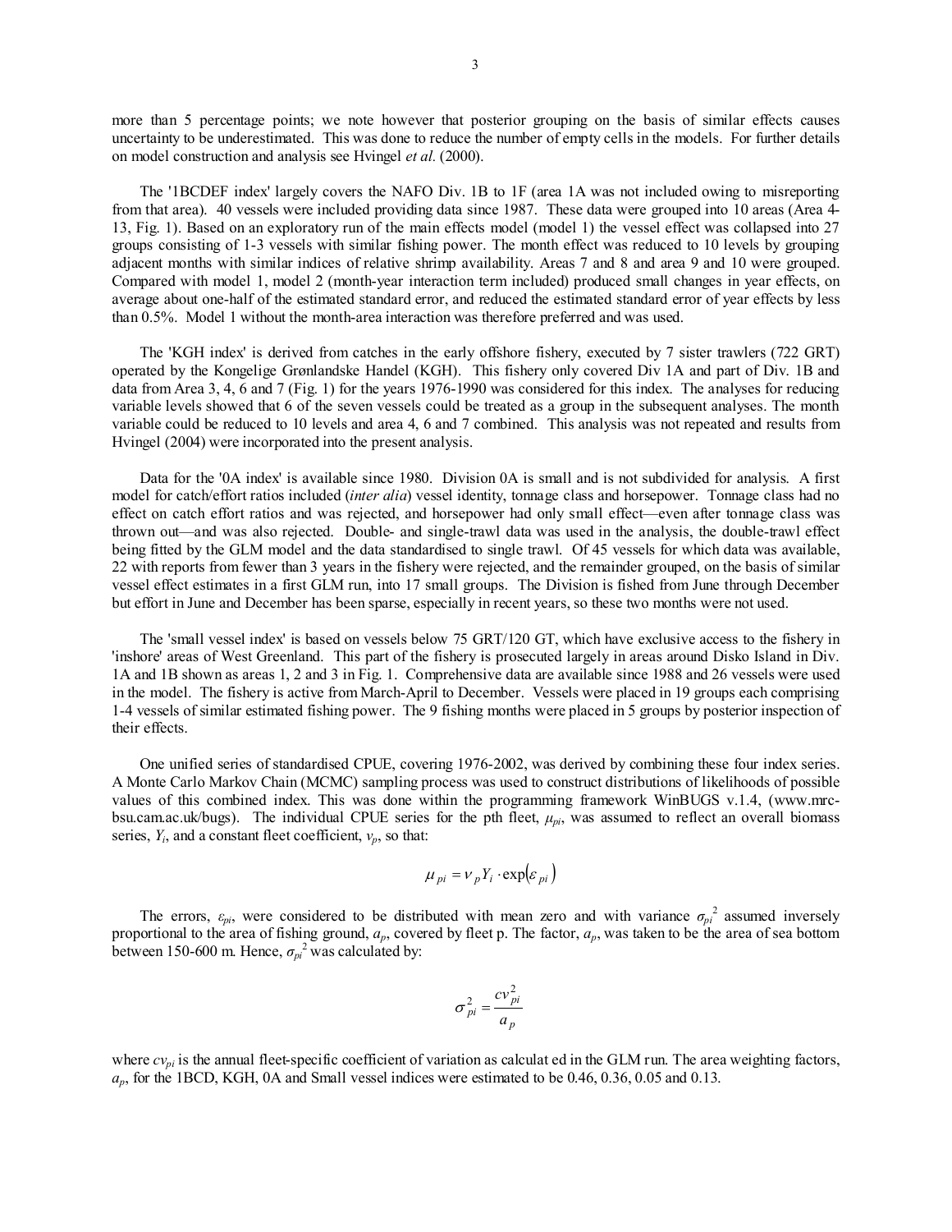more than 5 percentage points; we note however that posterior grouping on the basis of similar effects causes uncertainty to be underestimated. This was done to reduce the number of empty cells in the models. For further details on model construction and analysis see Hvingel *et al.* (2000).

The '1BCDEF index' largely covers the NAFO Div. 1B to 1F (area 1A was not included owing to misreporting from that area). 40 vessels were included providing data since 1987. These data were grouped into 10 areas (Area 4-13, Fig. 1). Based on an exploratory run of the main effects model (model 1) the vessel effect was collapsed into 27 groups consisting of 1-3 vessels with similar fishing power. The month effect was reduced to 10 levels by grouping adjacent months with similar indices of relative shrimp availability. Areas 7 and 8 and area 9 and 10 were grouped. Compared with model 1, model 2 (month-year interaction term included) produced small changes in year effects, on average about one-half of the estimated standard error, and reduced the estimated standard error of year effects by less than 0.5%. Model 1 without the month-area interaction was therefore preferred and was used.

The 'KGH index' is derived from catches in the early offshore fishery, executed by 7 sister trawlers (722 GRT) operated by the Kongelige Grønlandske Handel (KGH). This fishery only covered Div 1A and part of Div. 1B and data from Area 3, 4, 6 and 7 (Fig. 1) for the years 1976-1990 was considered for this index. The analyses for reducing variable levels showed that 6 of the seven vessels could be treated as a group in the subsequent analyses. The month variable could be reduced to 10 levels and area 4, 6 and 7 combined. This analysis was not repeated and results from Hvingel (2004) were incorporated into the present analysis.

Data for the '0A index' is available since 1980. Division 0A is small and is not subdivided for analysis. A first model for catch/effort ratios included (*inter alia*) vessel identity, tonnage class and horsepower. Tonnage class had no effect on catch effort ratios and was rejected, and horsepower had only small effect—even after tonnage class was thrown out—and was also rejected. Double- and single-trawl data was used in the analysis, the double-trawl effect being fitted by the GLM model and the data standardised to single trawl. Of 45 vessels for which data was available, 22 with reports from fewer than 3 years in the fishery were rejected, and the remainder grouped, on the basis of similar vessel effect estimates in a first GLM run, into 17 small groups. The Division is fished from June through December but effort in June and December has been sparse, especially in recent years, so these two months were not used.

The 'small vessel index' is based on vessels below 75 GRT/120 GT, which have exclusive access to the fishery in 'inshore' areas of West Greenland. This part of the fishery is prosecuted largely in areas around Disko Island in Div. 1A and 1B shown as areas 1, 2 and 3 in Fig. 1. Comprehensive data are available since 1988 and 26 vessels were used in the model. The fishery is active from March-April to December. Vessels were placed in 19 groups each comprising 1-4 vessels of similar estimated fishing power. The 9 fishing months were placed in 5 groups by posterior inspection of their effects.

One unified series of standardised CPUE, covering 1976-2002, was derived by combining these four index series. A Monte Carlo Markov Chain (MCMC) sampling process was used to construct distributions of likelihoods of possible values of this combined index. This was done within the programming framework WinBUGS v.1.4, (www.mrc-bsu.cam.ac.uk/bugs). The individual CPUE series for the pth fleet, $\mu_{pi}$, was assumed to reflect an overall biomass series, $Y_i$, and a constant fleet coefficient, $\nu_p$, so that:

$$\mu_{pi} = \nu_p Y_i \cdot \exp(\varepsilon_{pi})$$

The errors, $\varepsilon_{pi}$, were considered to be distributed with mean zero and with variance $\sigma_{pi}^2$ assumed inversely proportional to the area of fishing ground, $a_p$, covered by fleet p. The factor, $a_p$, was taken to be the area of sea bottom between 150-600 m. Hence, $\sigma_{pi}^2$ was calculated by:

$$\sigma_{pi}^2 = \frac{cv_{pi}^2}{a_p}$$

where $cv_{pi}$ is the annual fleet-specific coefficient of variation as calculat ed in the GLM run. The area weighting factors, $a_p$, for the 1BCD, KGH, 0A and Small vessel indices were estimated to be 0.46, 0.36, 0.05 and 0.13.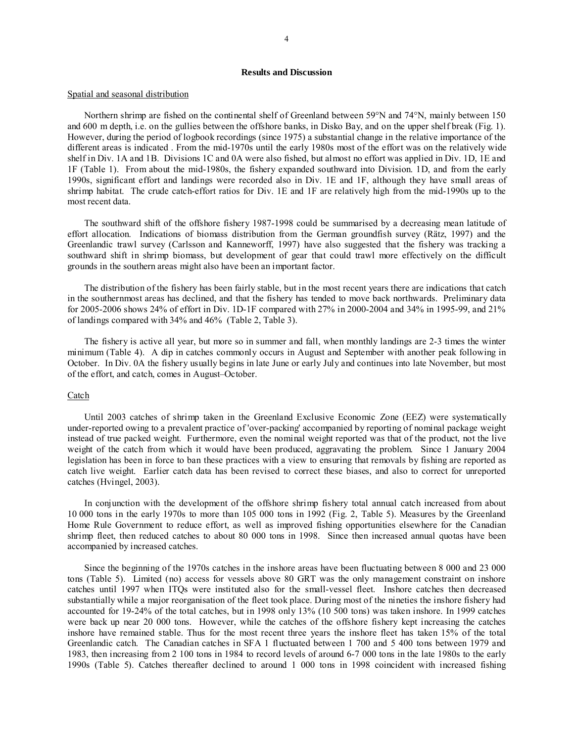## Results and Discussion

### Spatial and seasonal distribution

Northern shrimp are fished on the continental shelf of Greenland between 59°N and 74°N, mainly between 150 and 600 m depth, i.e. on the gullies between the offshore banks, in Disko Bay, and on the upper shelf break (Fig. 1). However, during the period of logbook recordings (since 1975) a substantial change in the relative importance of the different areas is indicated . From the mid-1970s until the early 1980s most of the effort was on the relatively wide shelf in Div. 1A and 1B. Divisions 1C and 0A were also fished, but almost no effort was applied in Div. 1D, 1E and 1F (Table 1). From about the mid-1980s, the fishery expanded southward into Division. 1D, and from the early 1990s, significant effort and landings were recorded also in Div. 1E and 1F, although they have small areas of shrimp habitat. The crude catch-effort ratios for Div. 1E and 1F are relatively high from the mid-1990s up to the most recent data.

The southward shift of the offshore fishery 1987-1998 could be summarised by a decreasing mean latitude of effort allocation. Indications of biomass distribution from the German groundfish survey (Rätz, 1997) and the Greenlandic trawl survey (Carlsson and Kanneworff, 1997) have also suggested that the fishery was tracking a southward shift in shrimp biomass, but development of gear that could trawl more effectively on the difficult grounds in the southern areas might also have been an important factor.

The distribution of the fishery has been fairly stable, but in the most recent years there are indications that catch in the southernmost areas has declined, and that the fishery has tended to move back northwards. Preliminary data for 2005-2006 shows 24% of effort in Div. 1D-1F compared with 27% in 2000-2004 and 34% in 1995-99, and 21% of landings compared with 34% and 46% (Table 2, Table 3).

The fishery is active all year, but more so in summer and fall, when monthly landings are 2-3 times the winter minimum (Table 4). A dip in catches commonly occurs in August and September with another peak following in October. In Div. 0A the fishery usually begins in late June or early July and continues into late November, but most of the effort, and catch, comes in August–October.

### Catch

Until 2003 catches of shrimp taken in the Greenland Exclusive Economic Zone (EEZ) were systematically under-reported owing to a prevalent practice of 'over-packing' accompanied by reporting of nominal package weight instead of true packed weight. Furthermore, even the nominal weight reported was that of the product, not the live weight of the catch from which it would have been produced, aggravating the problem. Since 1 January 2004 legislation has been in force to ban these practices with a view to ensuring that removals by fishing are reported as catch live weight. Earlier catch data has been revised to correct these biases, and also to correct for unreported catches (Hvingel, 2003).

In conjunction with the development of the offshore shrimp fishery total annual catch increased from about 10 000 tons in the early 1970s to more than 105 000 tons in 1992 (Fig. 2, Table 5). Measures by the Greenland Home Rule Government to reduce effort, as well as improved fishing opportunities elsewhere for the Canadian shrimp fleet, then reduced catches to about 80 000 tons in 1998. Since then increased annual quotas have been accompanied by increased catches.

Since the beginning of the 1970s catches in the inshore areas have been fluctuating between 8 000 and 23 000 tons (Table 5). Limited (no) access for vessels above 80 GRT was the only management constraint on inshore catches until 1997 when ITQs were instituted also for the small-vessel fleet. Inshore catches then decreased substantially while a major reorganisation of the fleet took place. During most of the nineties the inshore fishery had accounted for 19-24% of the total catches, but in 1998 only 13% (10 500 tons) was taken inshore. In 1999 catches were back up near 20 000 tons. However, while the catches of the offshore fishery kept increasing the catches inshore have remained stable. Thus for the most recent three years the inshore fleet has taken 15% of the total Greenlandic catch. The Canadian catches in SFA 1 fluctuated between 1 700 and 5 400 tons between 1979 and 1983, then increasing from 2 100 tons in 1984 to record levels of around 6-7 000 tons in the late 1980s to the early 1990s (Table 5). Catches thereafter declined to around 1 000 tons in 1998 coincident with increased fishing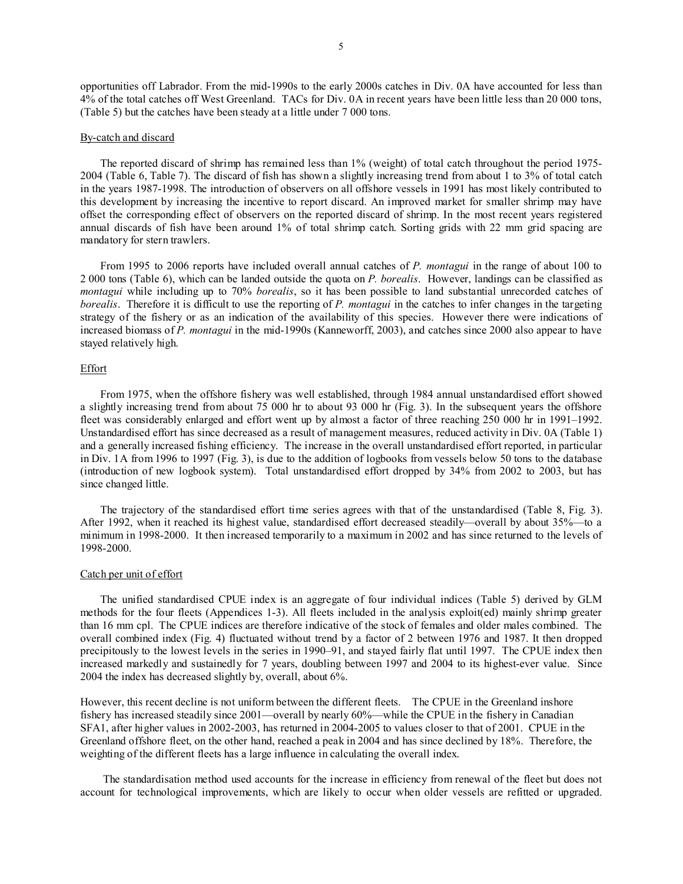opportunities off Labrador. From the mid-1990s to the early 2000s catches in Div. 0A have accounted for less than 4% of the total catches off West Greenland. TACs for Div. 0A in recent years have been little less than 20 000 tons, (Table 5) but the catches have been steady at a little under 7 000 tons.

By-catch and discard

The reported discard of shrimp has remained less than 1% (weight) of total catch throughout the period 1975-2004 (Table 6, Table 7). The discard of fish has shown a slightly increasing trend from about 1 to 3% of total catch in the years 1987-1998. The introduction of observers on all offshore vessels in 1991 has most likely contributed to this development by increasing the incentive to report discard. An improved market for smaller shrimp may have offset the corresponding effect of observers on the reported discard of shrimp. In the most recent years registered annual discards of fish have been around 1% of total shrimp catch. Sorting grids with 22 mm grid spacing are mandatory for stern trawlers.

From 1995 to 2006 reports have included overall annual catches of *P. montagui* in the range of about 100 to 2 000 tons (Table 6), which can be landed outside the quota on *P. borealis*. However, landings can be classified as *montagui* while including up to 70% *borealis*, so it has been possible to land substantial unrecorded catches of *borealis*. Therefore it is difficult to use the reporting of *P. montagui* in the catches to infer changes in the targeting strategy of the fishery or as an indication of the availability of this species. However there were indications of increased biomass of *P. montagui* in the mid-1990s (Kanneworff, 2003), and catches since 2000 also appear to have stayed relatively high.

Effort

From 1975, when the offshore fishery was well established, through 1984 annual unstandardised effort showed a slightly increasing trend from about 75 000 hr to about 93 000 hr (Fig. 3). In the subsequent years the offshore fleet was considerably enlarged and effort went up by almost a factor of three reaching 250 000 hr in 1991–1992. Unstandardised effort has since decreased as a result of management measures, reduced activity in Div. 0A (Table 1) and a generally increased fishing efficiency. The increase in the overall unstandardised effort reported, in particular in Div. 1A from 1996 to 1997 (Fig. 3), is due to the addition of logbooks from vessels below 50 tons to the database (introduction of new logbook system). Total unstandardised effort dropped by 34% from 2002 to 2003, but has since changed little.

The trajectory of the standardised effort time series agrees with that of the unstandardised (Table 8, Fig. 3). After 1992, when it reached its highest value, standardised effort decreased steadily—overall by about 35%—to a minimum in 1998-2000. It then increased temporarily to a maximum in 2002 and has since returned to the levels of 1998-2000.

Catch per unit of effort

The unified standardised CPUE index is an aggregate of four individual indices (Table 5) derived by GLM methods for the four fleets (Appendices 1-3). All fleets included in the analysis exploit(ed) mainly shrimp greater than 16 mm cpl. The CPUE indices are therefore indicative of the stock of females and older males combined. The overall combined index (Fig. 4) fluctuated without trend by a factor of 2 between 1976 and 1987. It then dropped precipitously to the lowest levels in the series in 1990–91, and stayed fairly flat until 1997. The CPUE index then increased markedly and sustainedly for 7 years, doubling between 1997 and 2004 to its highest-ever value. Since 2004 the index has decreased slightly by, overall, about 6%.

However, this recent decline is not uniform between the different fleets. The CPUE in the Greenland inshore fishery has increased steadily since 2001—overall by nearly 60%—while the CPUE in the fishery in Canadian SFA1, after higher values in 2002-2003, has returned in 2004-2005 to values closer to that of 2001. CPUE in the Greenland offshore fleet, on the other hand, reached a peak in 2004 and has since declined by 18%. Therefore, the weighting of the different fleets has a large influence in calculating the overall index.

The standardisation method used accounts for the increase in efficiency from renewal of the fleet but does not account for technological improvements, which are likely to occur when older vessels are refitted or upgraded.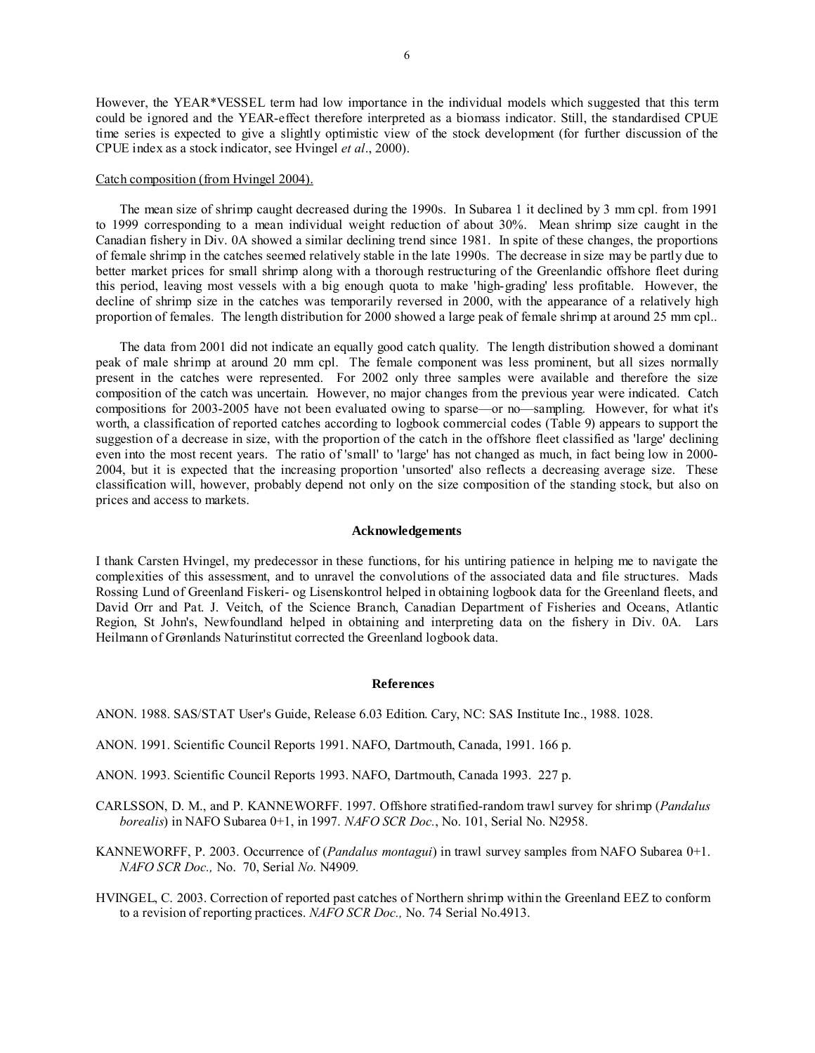However, the YEAR*VESSEL term had low importance in the individual models which suggested that this term could be ignored and the YEAR-effect therefore interpreted as a biomass indicator. Still, the standardised CPUE time series is expected to give a slightly optimistic view of the stock development (for further discussion of the CPUE index as a stock indicator, see Hvingel *et al*., 2000).

Catch composition (from Hvingel 2004).

The mean size of shrimp caught decreased during the 1990s. In Subarea 1 it declined by 3 mm cpl. from 1991 to 1999 corresponding to a mean individual weight reduction of about 30%. Mean shrimp size caught in the Canadian fishery in Div. 0A showed a similar declining trend since 1981. In spite of these changes, the proportions of female shrimp in the catches seemed relatively stable in the late 1990s. The decrease in size may be partly due to better market prices for small shrimp along with a thorough restructuring of the Greenlandic offshore fleet during this period, leaving most vessels with a big enough quota to make 'high-grading' less profitable. However, the decline of shrimp size in the catches was temporarily reversed in 2000, with the appearance of a relatively high proportion of females. The length distribution for 2000 showed a large peak of female shrimp at around 25 mm cpl..

The data from 2001 did not indicate an equally good catch quality. The length distribution showed a dominant peak of male shrimp at around 20 mm cpl. The female component was less prominent, but all sizes normally present in the catches were represented. For 2002 only three samples were available and therefore the size composition of the catch was uncertain. However, no major changes from the previous year were indicated. Catch compositions for 2003-2005 have not been evaluated owing to sparse—or no—sampling. However, for what it's worth, a classification of reported catches according to logbook commercial codes (Table 9) appears to support the suggestion of a decrease in size, with the proportion of the catch in the offshore fleet classified as 'large' declining even into the most recent years. The ratio of 'small' to 'large' has not changed as much, in fact being low in 2000-2004, but it is expected that the increasing proportion 'unsorted' also reflects a decreasing average size. These classification will, however, probably depend not only on the size composition of the standing stock, but also on prices and access to markets.

## Acknowledgements

I thank Carsten Hvingel, my predecessor in these functions, for his untiring patience in helping me to navigate the complexities of this assessment, and to unravel the convolutions of the associated data and file structures. Mads Rossing Lund of Greenland Fiskeri- og Lisenskontrol helped in obtaining logbook data for the Greenland fleets, and David Orr and Pat. J. Veitch, of the Science Branch, Canadian Department of Fisheries and Oceans, Atlantic Region, St John's, Newfoundland helped in obtaining and interpreting data on the fishery in Div. 0A. Lars Heilmann of Grønlands Naturinstitut corrected the Greenland logbook data.

## References

ANON. 1988. SAS/STAT User's Guide, Release 6.03 Edition. Cary, NC: SAS Institute Inc., 1988. 1028.

ANON. 1991. Scientific Council Reports 1991. NAFO, Dartmouth, Canada, 1991. 166 p.

ANON. 1993. Scientific Council Reports 1993. NAFO, Dartmouth, Canada 1993. 227 p.

CARLSSON, D. M., and P. KANNEWORFF. 1997. Offshore stratified-random trawl survey for shrimp (*Pandalus borealis*) in NAFO Subarea 0+1, in 1997. *NAFO SCR Doc.*, No. 101, Serial No. N2958.

KANNEWORFF, P. 2003. Occurrence of (*Pandalus montagui*) in trawl survey samples from NAFO Subarea 0+1. *NAFO SCR Doc.,* No. 70, Serial *No.* N4909*.*

HVINGEL, C. 2003. Correction of reported past catches of Northern shrimp within the Greenland EEZ to conform to a revision of reporting practices. *NAFO SCR Doc.,* No. 74 Serial No.4913.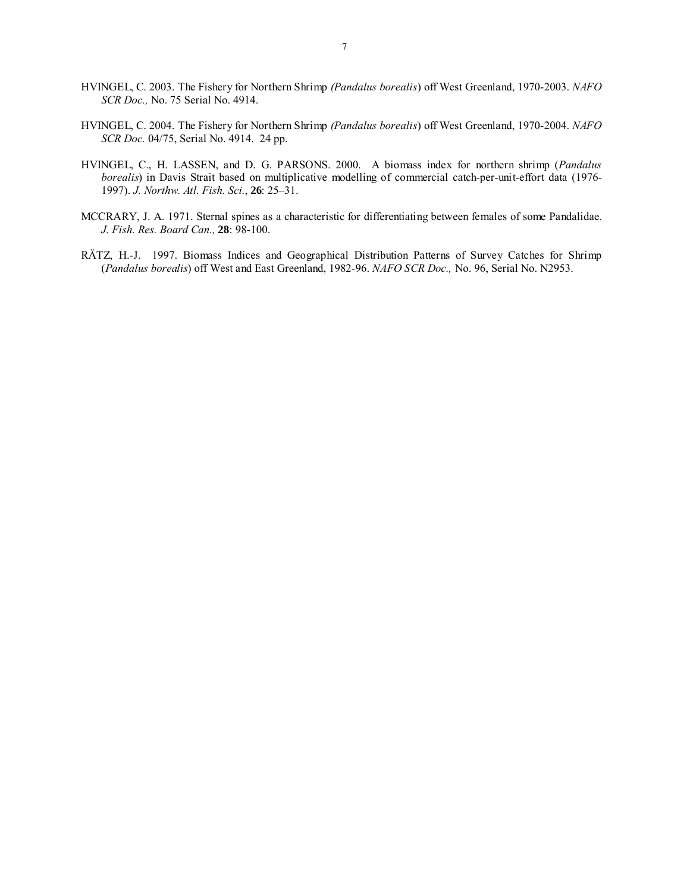HVINGEL, C. 2003. The Fishery for Northern Shrimp *(Pandalus borealis*) off West Greenland, 1970-2003. *NAFO SCR Doc.,* No. 75 Serial No. 4914.

HVINGEL, C. 2004. The Fishery for Northern Shrimp *(Pandalus borealis*) off West Greenland, 1970-2004. *NAFO SCR Doc.* 04/75, Serial No. 4914. 24 pp.

HVINGEL, C., H. LASSEN, and D. G. PARSONS. 2000. A biomass index for northern shrimp (*Pandalus borealis*) in Davis Strait based on multiplicative modelling of commercial catch-per-unit-effort data (1976-1997). *J. Northw. Atl. Fish. Sci.*, **26**: 25–31.

MCCRARY, J. A. 1971. Sternal spines as a characteristic for differentiating between females of some Pandalidae. *J. Fish. Res. Board Can.,* **28**: 98-100.

RÄTZ, H.-J. 1997. Biomass Indices and Geographical Distribution Patterns of Survey Catches for Shrimp (*Pandalus borealis*) off West and East Greenland, 1982-96. *NAFO SCR Doc.,* No. 96, Serial No. N2953.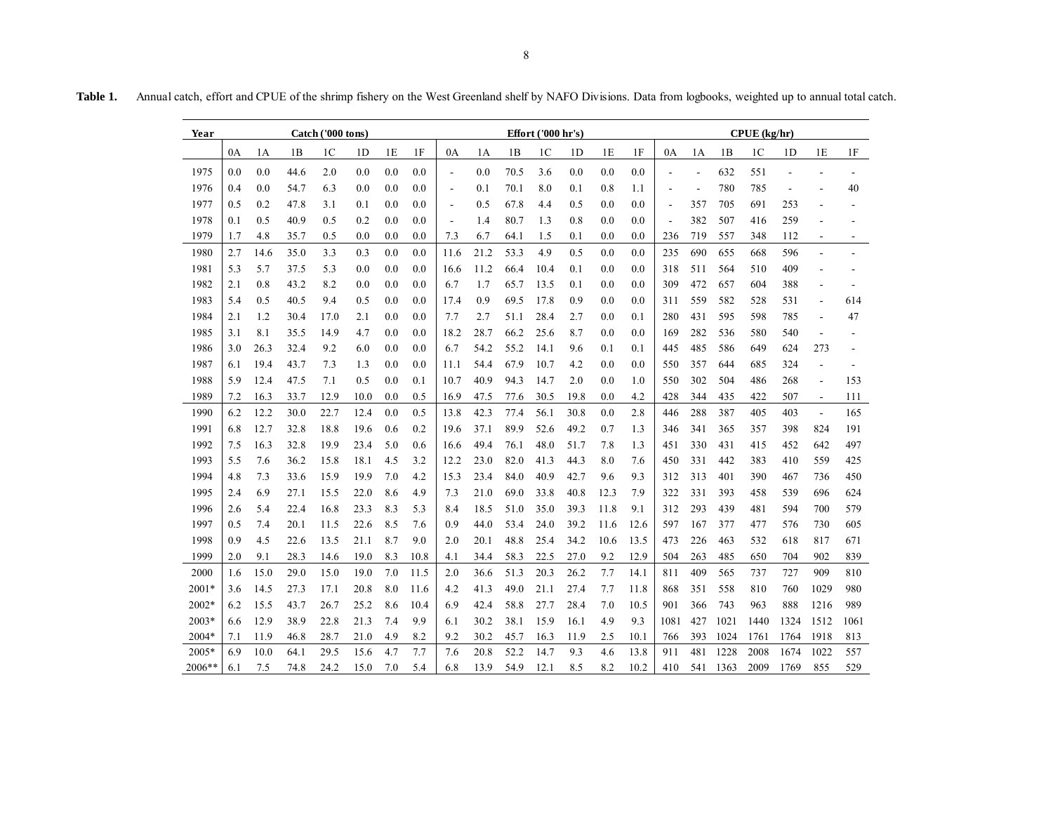**Table 1.** Annual catch, effort and CPUE of the shrimp fishery on the West Greenland shelf by NAFO Divisions. Data from logbooks, weighted up to annual total catch.

| Year | Catch ('000 tons) | | | | | | | Effort ('000 hr's) | | | | | | | CPUE (kg/hr) | | | | | | |
|---|---|---|---|---|---|---|---|---|---|---|---|---|---|---|---|---|---|---|---|---|---|
| | 0A | 1A | 1B | 1C | 1D | 1E | 1F | 0A | 1A | 1B | 1C | 1D | 1E | 1F | 0A | 1A | 1B | 1C | 1D | 1E | 1F |
| 1975 | 0.0 | 0.0 | 44.6 | 2.0 | 0.0 | 0.0 | 0.0 | - | 0.0 | 70.5 | 3.6 | 0.0 | 0.0 | 0.0 | - | - | 632 | 551 | - | - | - |
| 1976 | 0.4 | 0.0 | 54.7 | 6.3 | 0.0 | 0.0 | 0.0 | - | 0.1 | 70.1 | 8.0 | 0.1 | 0.8 | 1.1 | - | - | 780 | 785 | - | - | 40 |
| 1977 | 0.5 | 0.2 | 47.8 | 3.1 | 0.1 | 0.0 | 0.0 | - | 0.5 | 67.8 | 4.4 | 0.5 | 0.0 | 0.0 | - | 357 | 705 | 691 | 253 | - | - |
| 1978 | 0.1 | 0.5 | 40.9 | 0.5 | 0.2 | 0.0 | 0.0 | - | 1.4 | 80.7 | 1.3 | 0.8 | 0.0 | 0.0 | - | 382 | 507 | 416 | 259 | - | - |
| 1979 | 1.7 | 4.8 | 35.7 | 0.5 | 0.0 | 0.0 | 0.0 | 7.3 | 6.7 | 64.1 | 1.5 | 0.1 | 0.0 | 0.0 | 236 | 719 | 557 | 348 | 112 | - | - |
| 1980 | 2.7 | 14.6 | 35.0 | 3.3 | 0.3 | 0.0 | 0.0 | 11.6 | 21.2 | 53.3 | 4.9 | 0.5 | 0.0 | 0.0 | 235 | 690 | 655 | 668 | 596 | - | - |
| 1981 | 5.3 | 5.7 | 37.5 | 5.3 | 0.0 | 0.0 | 0.0 | 16.6 | 11.2 | 66.4 | 10.4 | 0.1 | 0.0 | 0.0 | 318 | 511 | 564 | 510 | 409 | - | - |
| 1982 | 2.1 | 0.8 | 43.2 | 8.2 | 0.0 | 0.0 | 0.0 | 6.7 | 1.7 | 65.7 | 13.5 | 0.1 | 0.0 | 0.0 | 309 | 472 | 657 | 604 | 388 | - | - |
| 1983 | 5.4 | 0.5 | 40.5 | 9.4 | 0.5 | 0.0 | 0.0 | 17.4 | 0.9 | 69.5 | 17.8 | 0.9 | 0.0 | 0.0 | 311 | 559 | 582 | 528 | 531 | - | 614 |
| 1984 | 2.1 | 1.2 | 30.4 | 17.0 | 2.1 | 0.0 | 0.0 | 7.7 | 2.7 | 51.1 | 28.4 | 2.7 | 0.0 | 0.1 | 280 | 431 | 595 | 598 | 785 | - | 47 |
| 1985 | 3.1 | 8.1 | 35.5 | 14.9 | 4.7 | 0.0 | 0.0 | 18.2 | 28.7 | 66.2 | 25.6 | 8.7 | 0.0 | 0.0 | 169 | 282 | 536 | 580 | 540 | - | - |
| 1986 | 3.0 | 26.3 | 32.4 | 9.2 | 6.0 | 0.0 | 0.0 | 6.7 | 54.2 | 55.2 | 14.1 | 9.6 | 0.1 | 0.1 | 445 | 485 | 586 | 649 | 624 | 273 | - |
| 1987 | 6.1 | 19.4 | 43.7 | 7.3 | 1.3 | 0.0 | 0.0 | 11.1 | 54.4 | 67.9 | 10.7 | 4.2 | 0.0 | 0.0 | 550 | 357 | 644 | 685 | 324 | - | - |
| 1988 | 5.9 | 12.4 | 47.5 | 7.1 | 0.5 | 0.0 | 0.1 | 10.7 | 40.9 | 94.3 | 14.7 | 2.0 | 0.0 | 1.0 | 550 | 302 | 504 | 486 | 268 | - | 153 |
| 1989 | 7.2 | 16.3 | 33.7 | 12.9 | 10.0 | 0.0 | 0.5 | 16.9 | 47.5 | 77.6 | 30.5 | 19.8 | 0.0 | 4.2 | 428 | 344 | 435 | 422 | 507 | - | 111 |
| 1990 | 6.2 | 12.2 | 30.0 | 22.7 | 12.4 | 0.0 | 0.5 | 13.8 | 42.3 | 77.4 | 56.1 | 30.8 | 0.0 | 2.8 | 446 | 288 | 387 | 405 | 403 | - | 165 |
| 1991 | 6.8 | 12.7 | 32.8 | 18.8 | 19.6 | 0.6 | 0.2 | 19.6 | 37.1 | 89.9 | 52.6 | 49.2 | 0.7 | 1.3 | 346 | 341 | 365 | 357 | 398 | 824 | 191 |
| 1992 | 7.5 | 16.3 | 32.8 | 19.9 | 23.4 | 5.0 | 0.6 | 16.6 | 49.4 | 76.1 | 48.0 | 51.7 | 7.8 | 1.3 | 451 | 330 | 431 | 415 | 452 | 642 | 497 |
| 1993 | 5.5 | 7.6 | 36.2 | 15.8 | 18.1 | 4.5 | 3.2 | 12.2 | 23.0 | 82.0 | 41.3 | 44.3 | 8.0 | 7.6 | 450 | 331 | 442 | 383 | 410 | 559 | 425 |
| 1994 | 4.8 | 7.3 | 33.6 | 15.9 | 19.9 | 7.0 | 4.2 | 15.3 | 23.4 | 84.0 | 40.9 | 42.7 | 9.6 | 9.3 | 312 | 313 | 401 | 390 | 467 | 736 | 450 |
| 1995 | 2.4 | 6.9 | 27.1 | 15.5 | 22.0 | 8.6 | 4.9 | 7.3 | 21.0 | 69.0 | 33.8 | 40.8 | 12.3 | 7.9 | 322 | 331 | 393 | 458 | 539 | 696 | 624 |
| 1996 | 2.6 | 5.4 | 22.4 | 16.8 | 23.3 | 8.3 | 5.3 | 8.4 | 18.5 | 51.0 | 35.0 | 39.3 | 11.8 | 9.1 | 312 | 293 | 439 | 481 | 594 | 700 | 579 |
| 1997 | 0.5 | 7.4 | 20.1 | 11.5 | 22.6 | 8.5 | 7.6 | 0.9 | 44.0 | 53.4 | 24.0 | 39.2 | 11.6 | 12.6 | 597 | 167 | 377 | 477 | 576 | 730 | 605 |
| 1998 | 0.9 | 4.5 | 22.6 | 13.5 | 21.1 | 8.7 | 9.0 | 2.0 | 20.1 | 48.8 | 25.4 | 34.2 | 10.6 | 13.5 | 473 | 226 | 463 | 532 | 618 | 817 | 671 |
| 1999 | 2.0 | 9.1 | 28.3 | 14.6 | 19.0 | 8.3 | 10.8 | 4.1 | 34.4 | 58.3 | 22.5 | 27.0 | 9.2 | 12.9 | 504 | 263 | 485 | 650 | 704 | 902 | 839 |
| 2000 | 1.6 | 15.0 | 29.0 | 15.0 | 19.0 | 7.0 | 11.5 | 2.0 | 36.6 | 51.3 | 20.3 | 26.2 | 7.7 | 14.1 | 811 | 409 | 565 | 737 | 727 | 909 | 810 |
| 2001* | 3.6 | 14.5 | 27.3 | 17.1 | 20.8 | 8.0 | 11.6 | 4.2 | 41.3 | 49.0 | 21.1 | 27.4 | 7.7 | 11.8 | 868 | 351 | 558 | 810 | 760 | 1029 | 980 |
| 2002* | 6.2 | 15.5 | 43.7 | 26.7 | 25.2 | 8.6 | 10.4 | 6.9 | 42.4 | 58.8 | 27.7 | 28.4 | 7.0 | 10.5 | 901 | 366 | 743 | 963 | 888 | 1216 | 989 |
| 2003* | 6.6 | 12.9 | 38.9 | 22.8 | 21.3 | 7.4 | 9.9 | 6.1 | 30.2 | 38.1 | 15.9 | 16.1 | 4.9 | 9.3 | 1081 | 427 | 1021 | 1440 | 1324 | 1512 | 1061 |
| 2004* | 7.1 | 11.9 | 46.8 | 28.7 | 21.0 | 4.9 | 8.2 | 9.2 | 30.2 | 45.7 | 16.3 | 11.9 | 2.5 | 10.1 | 766 | 393 | 1024 | 1761 | 1764 | 1918 | 813 |
| 2005* | 6.9 | 10.0 | 64.1 | 29.5 | 15.6 | 4.7 | 7.7 | 7.6 | 20.8 | 52.2 | 14.7 | 9.3 | 4.6 | 13.8 | 911 | 481 | 1228 | 2008 | 1674 | 1022 | 557 |
| 2006** | 6.1 | 7.5 | 74.8 | 24.2 | 15.0 | 7.0 | 5.4 | 6.8 | 13.9 | 54.9 | 12.1 | 8.5 | 8.2 | 10.2 | 410 | 541 | 1363 | 2009 | 1769 | 855 | 529 |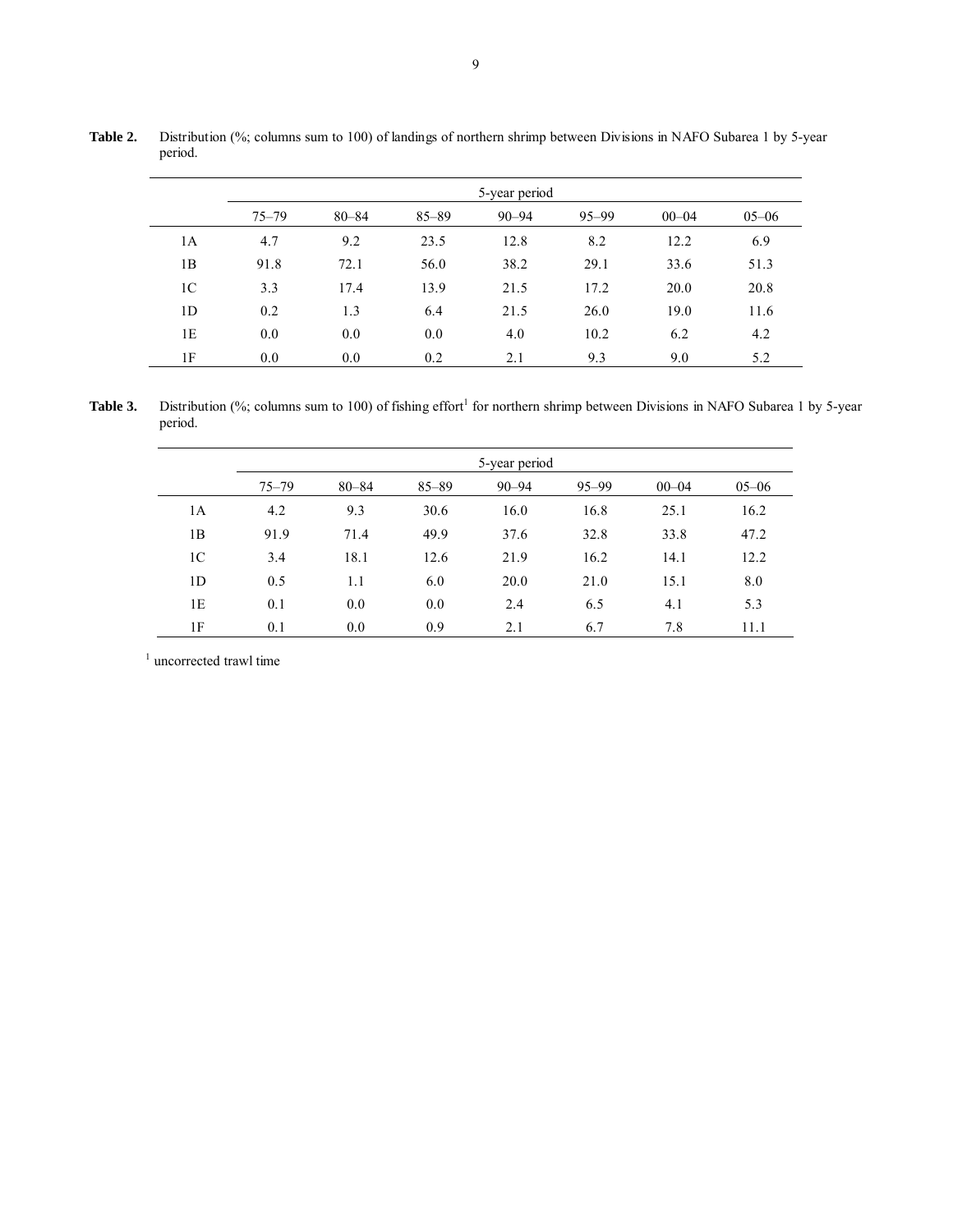**Table 2.** Distribution (%; columns sum to 100) of landings of northern shrimp between Divisions in NAFO Subarea 1 by 5-year period.

| | 5-year period | | | | | | |
|---|---|---|---|---|---|---|---|
| | 75–79 | 80–84 | 85–89 | 90–94 | 95–99 | 00–04 | 05–06 |
| 1A | 4.7 | 9.2 | 23.5 | 12.8 | 8.2 | 12.2 | 6.9 |
| 1B | 91.8 | 72.1 | 56.0 | 38.2 | 29.1 | 33.6 | 51.3 |
| 1C | 3.3 | 17.4 | 13.9 | 21.5 | 17.2 | 20.0 | 20.8 |
| 1D | 0.2 | 1.3 | 6.4 | 21.5 | 26.0 | 19.0 | 11.6 |
| 1E | 0.0 | 0.0 | 0.0 | 4.0 | 10.2 | 6.2 | 4.2 |
| 1F | 0.0 | 0.0 | 0.2 | 2.1 | 9.3 | 9.0 | 5.2 |

**Table 3.** Distribution (%; columns sum to 100) of fishing effort[1] for northern shrimp between Divisions in NAFO Subarea 1 by 5-year period.

| | 5-year period | | | | | | |
|---|---|---|---|---|---|---|---|
| | 75–79 | 80–84 | 85–89 | 90–94 | 95–99 | 00–04 | 05–06 |
| 1A | 4.2 | 9.3 | 30.6 | 16.0 | 16.8 | 25.1 | 16.2 |
| 1B | 91.9 | 71.4 | 49.9 | 37.6 | 32.8 | 33.8 | 47.2 |
| 1C | 3.4 | 18.1 | 12.6 | 21.9 | 16.2 | 14.1 | 12.2 |
| 1D | 0.5 | 1.1 | 6.0 | 20.0 | 21.0 | 15.1 | 8.0 |
| 1E | 0.1 | 0.0 | 0.0 | 2.4 | 6.5 | 4.1 | 5.3 |
| 1F | 0.1 | 0.0 | 0.9 | 2.1 | 6.7 | 7.8 | 11.1 |

[1] uncorrected trawl time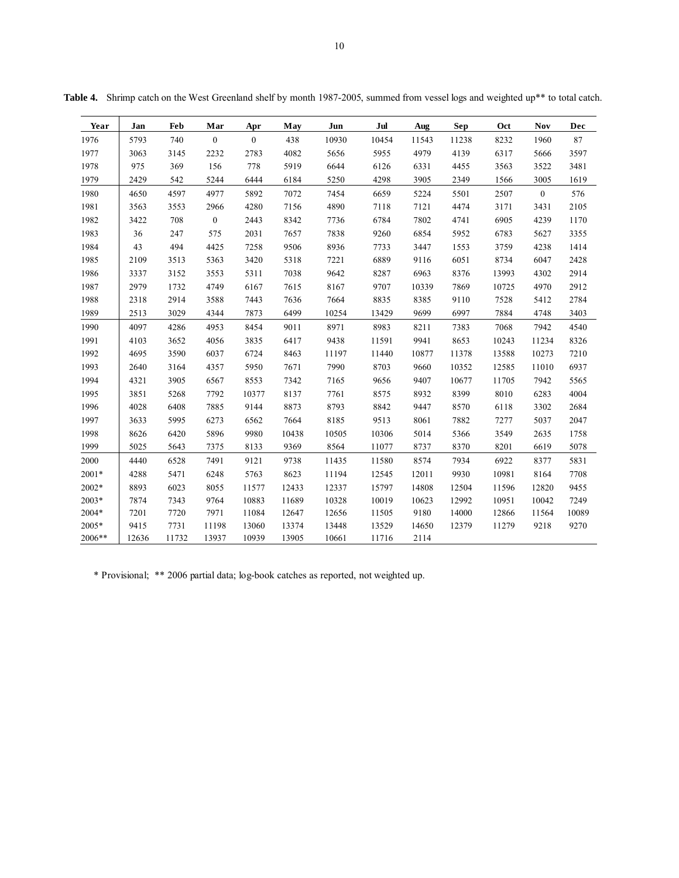**Table 4.** Shrimp catch on the West Greenland shelf by month 1987-2005, summed from vessel logs and weighted up** to total catch.

| Year | Jan | Feb | Mar | Apr | May | Jun | Jul | Aug | Sep | Oct | Nov | Dec |
|---|---|---|---|---|---|---|---|---|---|---|---|---|
| 1976 | 5793 | 740 | 0 | 0 | 438 | 10930 | 10454 | 11543 | 11238 | 8232 | 1960 | 87 |
| 1977 | 3063 | 3145 | 2232 | 2783 | 4082 | 5656 | 5955 | 4979 | 4139 | 6317 | 5666 | 3597 |
| 1978 | 975 | 369 | 156 | 778 | 5919 | 6644 | 6126 | 6331 | 4455 | 3563 | 3522 | 3481 |
| 1979 | 2429 | 542 | 5244 | 6444 | 6184 | 5250 | 4298 | 3905 | 2349 | 1566 | 3005 | 1619 |
| 1980 | 4650 | 4597 | 4977 | 5892 | 7072 | 7454 | 6659 | 5224 | 5501 | 2507 | 0 | 576 |
| 1981 | 3563 | 3553 | 2966 | 4280 | 7156 | 4890 | 7118 | 7121 | 4474 | 3171 | 3431 | 2105 |
| 1982 | 3422 | 708 | 0 | 2443 | 8342 | 7736 | 6784 | 7802 | 4741 | 6905 | 4239 | 1170 |
| 1983 | 36 | 247 | 575 | 2031 | 7657 | 7838 | 9260 | 6854 | 5952 | 6783 | 5627 | 3355 |
| 1984 | 43 | 494 | 4425 | 7258 | 9506 | 8936 | 7733 | 3447 | 1553 | 3759 | 4238 | 1414 |
| 1985 | 2109 | 3513 | 5363 | 3420 | 5318 | 7221 | 6889 | 9116 | 6051 | 8734 | 6047 | 2428 |
| 1986 | 3337 | 3152 | 3553 | 5311 | 7038 | 9642 | 8287 | 6963 | 8376 | 13993 | 4302 | 2914 |
| 1987 | 2979 | 1732 | 4749 | 6167 | 7615 | 8167 | 9707 | 10339 | 7869 | 10725 | 4970 | 2912 |
| 1988 | 2318 | 2914 | 3588 | 7443 | 7636 | 7664 | 8835 | 8385 | 9110 | 7528 | 5412 | 2784 |
| 1989 | 2513 | 3029 | 4344 | 7873 | 6499 | 10254 | 13429 | 9699 | 6997 | 7884 | 4748 | 3403 |
| 1990 | 4097 | 4286 | 4953 | 8454 | 9011 | 8971 | 8983 | 8211 | 7383 | 7068 | 7942 | 4540 |
| 1991 | 4103 | 3652 | 4056 | 3835 | 6417 | 9438 | 11591 | 9941 | 8653 | 10243 | 11234 | 8326 |
| 1992 | 4695 | 3590 | 6037 | 6724 | 8463 | 11197 | 11440 | 10877 | 11378 | 13588 | 10273 | 7210 |
| 1993 | 2640 | 3164 | 4357 | 5950 | 7671 | 7990 | 8703 | 9660 | 10352 | 12585 | 11010 | 6937 |
| 1994 | 4321 | 3905 | 6567 | 8553 | 7342 | 7165 | 9656 | 9407 | 10677 | 11705 | 7942 | 5565 |
| 1995 | 3851 | 5268 | 7792 | 10377 | 8137 | 7761 | 8575 | 8932 | 8399 | 8010 | 6283 | 4004 |
| 1996 | 4028 | 6408 | 7885 | 9144 | 8873 | 8793 | 8842 | 9447 | 8570 | 6118 | 3302 | 2684 |
| 1997 | 3633 | 5995 | 6273 | 6562 | 7664 | 8185 | 9513 | 8061 | 7882 | 7277 | 5037 | 2047 |
| 1998 | 8626 | 6420 | 5896 | 9980 | 10438 | 10505 | 10306 | 5014 | 5366 | 3549 | 2635 | 1758 |
| 1999 | 5025 | 5643 | 7375 | 8133 | 9369 | 8564 | 11077 | 8737 | 8370 | 8201 | 6619 | 5078 |
| 2000 | 4440 | 6528 | 7491 | 9121 | 9738 | 11435 | 11580 | 8574 | 7934 | 6922 | 8377 | 5831 |
| 2001* | 4288 | 5471 | 6248 | 5763 | 8623 | 11194 | 12545 | 12011 | 9930 | 10981 | 8164 | 7708 |
| 2002* | 8893 | 6023 | 8055 | 11577 | 12433 | 12337 | 15797 | 14808 | 12504 | 11596 | 12820 | 9455 |
| 2003* | 7874 | 7343 | 9764 | 10883 | 11689 | 10328 | 10019 | 10623 | 12992 | 10951 | 10042 | 7249 |
| 2004* | 7201 | 7720 | 7971 | 11084 | 12647 | 12656 | 11505 | 9180 | 14000 | 12866 | 11564 | 10089 |
| 2005* | 9415 | 7731 | 11198 | 13060 | 13374 | 13448 | 13529 | 14650 | 12379 | 11279 | 9218 | 9270 |
| 2006** | 12636 | 11732 | 13937 | 10939 | 13905 | 10661 | 11716 | 2114 | | | | |

* Provisional; ** 2006 partial data; log-book catches as reported, not weighted up.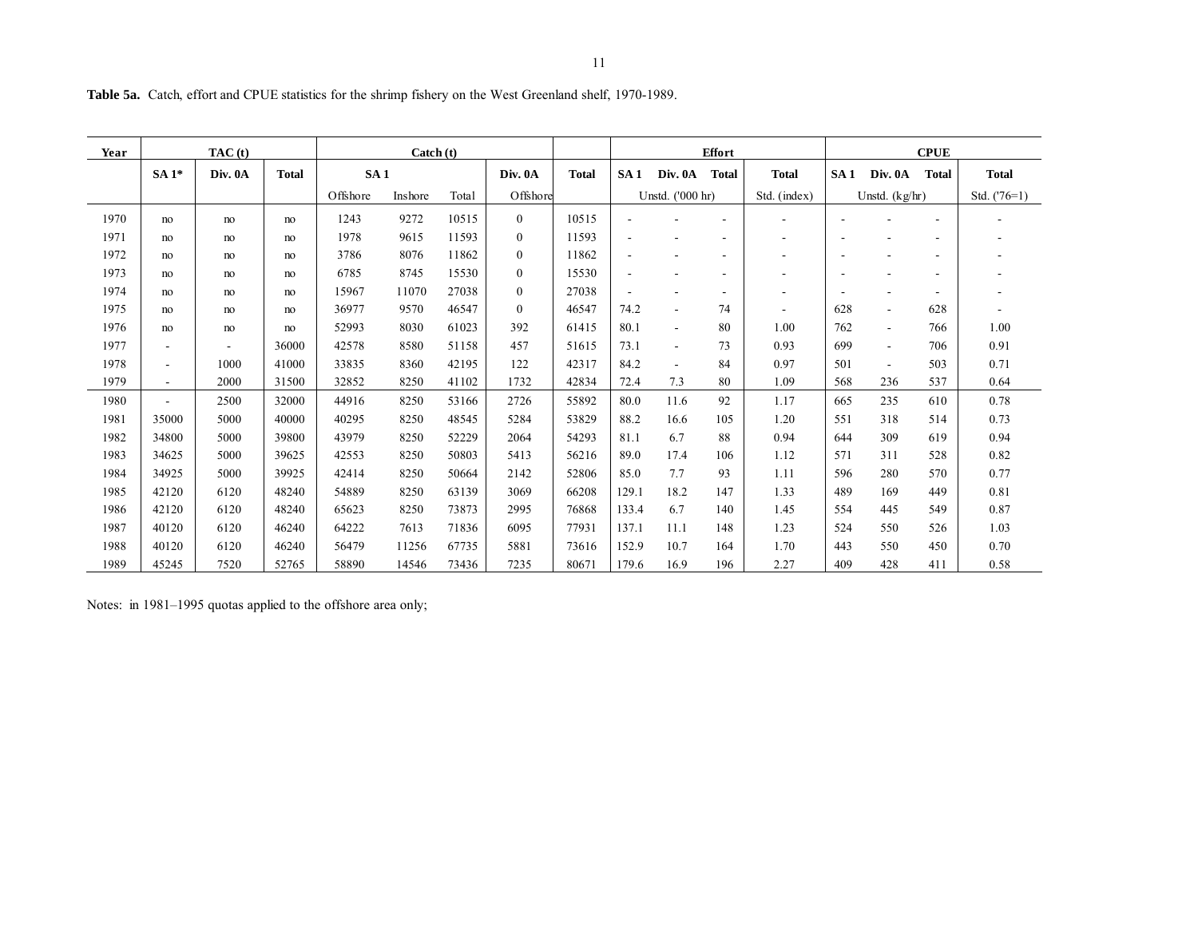**Table 5a.** Catch, effort and CPUE statistics for the shrimp fishery on the West Greenland shelf, 1970-1989.

| Year | TAC (t) | | | Catch (t) | | | | | Effort | | | | CPUE | | | |
|---|---|---|---|---|---|---|---|---|---|---|---|---|---|---|---|---|
| | SA 1* | Div. 0A | Total | SA 1 | | | Div. 0A | Total | SA 1 | Div. 0A | Total | Total | SA 1 | Div. 0A | Total | Total |
| | | | | Offshore | Inshore | Total | Offshore | | Unstd. ('000 hr) | | | Std. (index) | Unstd. (kg/hr) | | | Std. ('76=1) |
| 1970 | no | no | no | 1243 | 9272 | 10515 | 0 | 10515 | - | - | - | - | - | - | - | - |
| 1971 | no | no | no | 1978 | 9615 | 11593 | 0 | 11593 | - | - | - | - | - | - | - | - |
| 1972 | no | no | no | 3786 | 8076 | 11862 | 0 | 11862 | - | - | - | - | - | - | - | - |
| 1973 | no | no | no | 6785 | 8745 | 15530 | 0 | 15530 | - | - | - | - | - | - | - | - |
| 1974 | no | no | no | 15967 | 11070 | 27038 | 0 | 27038 | - | - | - | - | - | - | - | - |
| 1975 | no | no | no | 36977 | 9570 | 46547 | 0 | 46547 | 74.2 | - | 74 | - | 628 | - | 628 | - |
| 1976 | no | no | no | 52993 | 8030 | 61023 | 392 | 61415 | 80.1 | - | 80 | 1.00 | 762 | - | 766 | 1.00 |
| 1977 | - | - | 36000 | 42578 | 8580 | 51158 | 457 | 51615 | 73.1 | - | 73 | 0.93 | 699 | - | 706 | 0.91 |
| 1978 | - | 1000 | 41000 | 33835 | 8360 | 42195 | 122 | 42317 | 84.2 | - | 84 | 0.97 | 501 | - | 503 | 0.71 |
| 1979 | - | 2000 | 31500 | 32852 | 8250 | 41102 | 1732 | 42834 | 72.4 | 7.3 | 80 | 1.09 | 568 | 236 | 537 | 0.64 |
| 1980 | - | 2500 | 32000 | 44916 | 8250 | 53166 | 2726 | 55892 | 80.0 | 11.6 | 92 | 1.17 | 665 | 235 | 610 | 0.78 |
| 1981 | 35000 | 5000 | 40000 | 40295 | 8250 | 48545 | 5284 | 53829 | 88.2 | 16.6 | 105 | 1.20 | 551 | 318 | 514 | 0.73 |
| 1982 | 34800 | 5000 | 39800 | 43979 | 8250 | 52229 | 2064 | 54293 | 81.1 | 6.7 | 88 | 0.94 | 644 | 309 | 619 | 0.94 |
| 1983 | 34625 | 5000 | 39625 | 42553 | 8250 | 50803 | 5413 | 56216 | 89.0 | 17.4 | 106 | 1.12 | 571 | 311 | 528 | 0.82 |
| 1984 | 34925 | 5000 | 39925 | 42414 | 8250 | 50664 | 2142 | 52806 | 85.0 | 7.7 | 93 | 1.11 | 596 | 280 | 570 | 0.77 |
| 1985 | 42120 | 6120 | 48240 | 54889 | 8250 | 63139 | 3069 | 66208 | 129.1 | 18.2 | 147 | 1.33 | 489 | 169 | 449 | 0.81 |
| 1986 | 42120 | 6120 | 48240 | 65623 | 8250 | 73873 | 2995 | 76868 | 133.4 | 6.7 | 140 | 1.45 | 554 | 445 | 549 | 0.87 |
| 1987 | 40120 | 6120 | 46240 | 64222 | 7613 | 71836 | 6095 | 77931 | 137.1 | 11.1 | 148 | 1.23 | 524 | 550 | 526 | 1.03 |
| 1988 | 40120 | 6120 | 46240 | 56479 | 11256 | 67735 | 5881 | 73616 | 152.9 | 10.7 | 164 | 1.70 | 443 | 550 | 450 | 0.70 |
| 1989 | 45245 | 7520 | 52765 | 58890 | 14546 | 73436 | 7235 | 80671 | 179.6 | 16.9 | 196 | 2.27 | 409 | 428 | 411 | 0.58 |

Notes: in 1981–1995 quotas applied to the offshore area only;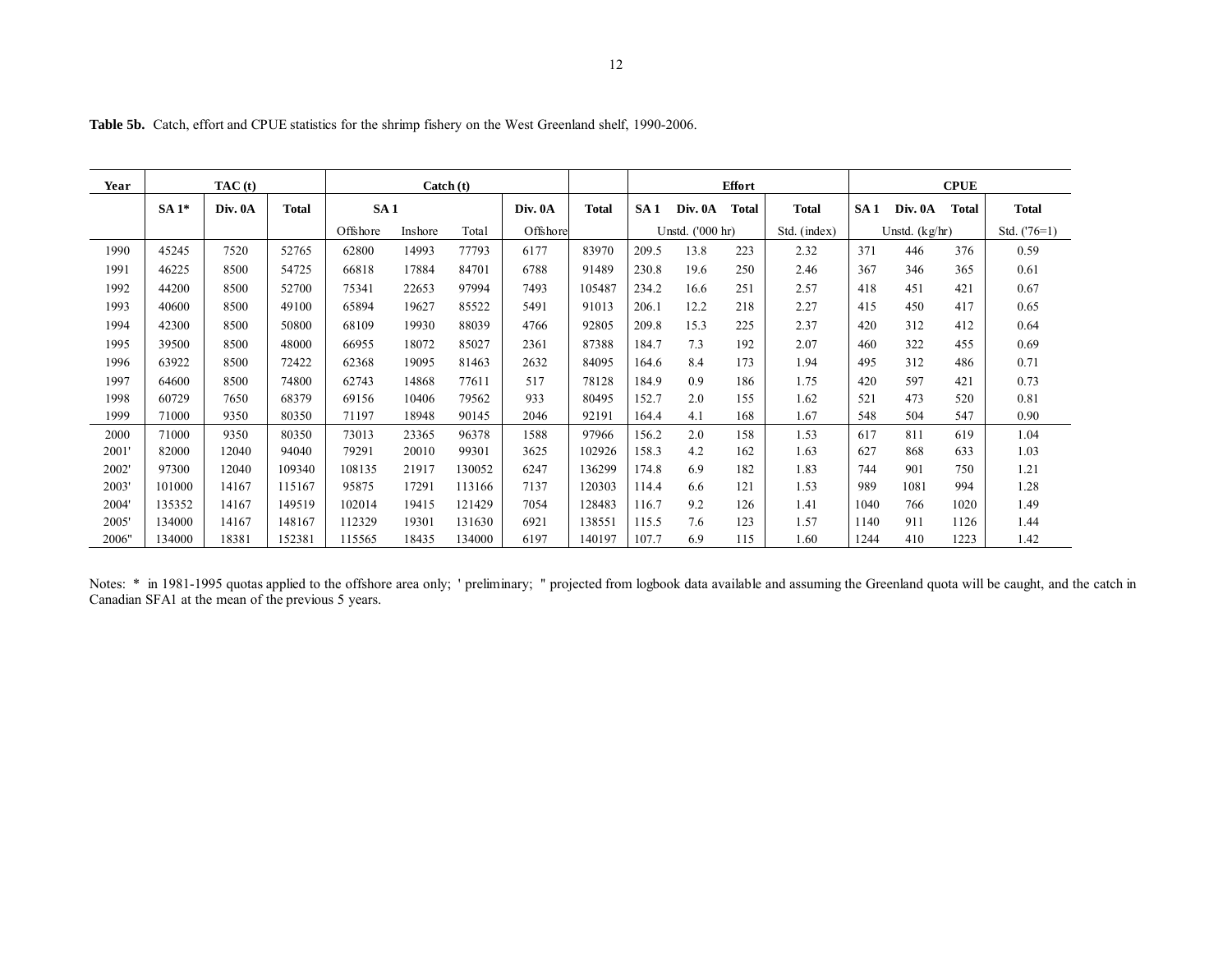**Table 5b.** Catch, effort and CPUE statistics for the shrimp fishery on the West Greenland shelf, 1990-2006.

| Year | TAC (t) | | | Catch (t) | | | | | Effort | | | | CPUE | | | |
|---|---|---|---|---|---|---|---|---|---|---|---|---|---|---|---|---|
| | SA 1* | Div. 0A | Total | SA 1 | | | Div. 0A | Total | SA 1 | Div. 0A | Total | Total | SA 1 | Div. 0A | Total | Total |
| | | | | Offshore | Inshore | Total | Offshore | | Unstd. ('000 hr) | | | Std. (index) | Unstd. (kg/hr) | | | Std. ('76=1) |
| 1990 | 45245 | 7520 | 52765 | 62800 | 14993 | 77793 | 6177 | 83970 | 209.5 | 13.8 | 223 | 2.32 | 371 | 446 | 376 | 0.59 |
| 1991 | 46225 | 8500 | 54725 | 66818 | 17884 | 84701 | 6788 | 91489 | 230.8 | 19.6 | 250 | 2.46 | 367 | 346 | 365 | 0.61 |
| 1992 | 44200 | 8500 | 52700 | 75341 | 22653 | 97994 | 7493 | 105487 | 234.2 | 16.6 | 251 | 2.57 | 418 | 451 | 421 | 0.67 |
| 1993 | 40600 | 8500 | 49100 | 65894 | 19627 | 85522 | 5491 | 91013 | 206.1 | 12.2 | 218 | 2.27 | 415 | 450 | 417 | 0.65 |
| 1994 | 42300 | 8500 | 50800 | 68109 | 19930 | 88039 | 4766 | 92805 | 209.8 | 15.3 | 225 | 2.37 | 420 | 312 | 412 | 0.64 |
| 1995 | 39500 | 8500 | 48000 | 66955 | 18072 | 85027 | 2361 | 87388 | 184.7 | 7.3 | 192 | 2.07 | 460 | 322 | 455 | 0.69 |
| 1996 | 63922 | 8500 | 72422 | 62368 | 19095 | 81463 | 2632 | 84095 | 164.6 | 8.4 | 173 | 1.94 | 495 | 312 | 486 | 0.71 |
| 1997 | 64600 | 8500 | 74800 | 62743 | 14868 | 77611 | 517 | 78128 | 184.9 | 0.9 | 186 | 1.75 | 420 | 597 | 421 | 0.73 |
| 1998 | 60729 | 7650 | 68379 | 69156 | 10406 | 79562 | 933 | 80495 | 152.7 | 2.0 | 155 | 1.62 | 521 | 473 | 520 | 0.81 |
| 1999 | 71000 | 9350 | 80350 | 71197 | 18948 | 90145 | 2046 | 92191 | 164.4 | 4.1 | 168 | 1.67 | 548 | 504 | 547 | 0.90 |
| 2000 | 71000 | 9350 | 80350 | 73013 | 23365 | 96378 | 1588 | 97966 | 156.2 | 2.0 | 158 | 1.53 | 617 | 811 | 619 | 1.04 |
| 2001' | 82000 | 12040 | 94040 | 79291 | 20010 | 99301 | 3625 | 102926 | 158.3 | 4.2 | 162 | 1.63 | 627 | 868 | 633 | 1.03 |
| 2002' | 97300 | 12040 | 109340 | 108135 | 21917 | 130052 | 6247 | 136299 | 174.8 | 6.9 | 182 | 1.83 | 744 | 901 | 750 | 1.21 |
| 2003' | 101000 | 14167 | 115167 | 95875 | 17291 | 113166 | 7137 | 120303 | 114.4 | 6.6 | 121 | 1.53 | 989 | 1081 | 994 | 1.28 |
| 2004' | 135352 | 14167 | 149519 | 102014 | 19415 | 121429 | 7054 | 128483 | 116.7 | 9.2 | 126 | 1.41 | 1040 | 766 | 1020 | 1.49 |
| 2005' | 134000 | 14167 | 148167 | 112329 | 19301 | 131630 | 6921 | 138551 | 115.5 | 7.6 | 123 | 1.57 | 1140 | 911 | 1126 | 1.44 |
| 2006" | 134000 | 18381 | 152381 | 115565 | 18435 | 134000 | 6197 | 140197 | 107.7 | 6.9 | 115 | 1.60 | 1244 | 410 | 1223 | 1.42 |

Notes: * in 1981-1995 quotas applied to the offshore area only; ' preliminary; " projected from logbook data available and assuming the Greenland quota will be caught, and the catch in Canadian SFA1 at the mean of the previous 5 years.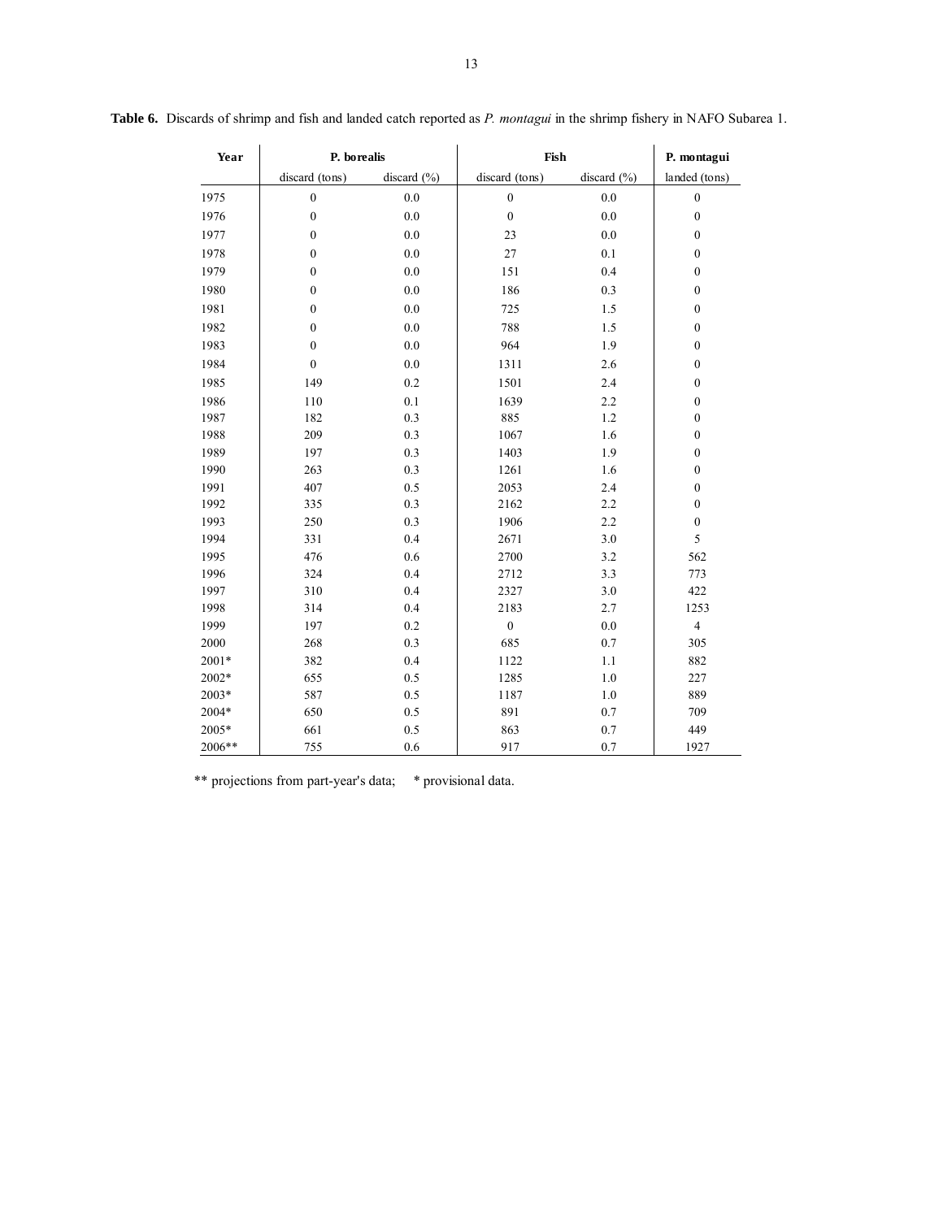**Table 6.** Discards of shrimp and fish and landed catch reported as *P. montagui* in the shrimp fishery in NAFO Subarea 1.

| Year | P. borealis | | Fish | | P. montagui |
|---|---|---|---|---|---|
| | discard (tons) | discard (%) | discard (tons) | discard (%) | landed (tons) |
| 1975 | 0 | 0.0 | 0 | 0.0 | 0 |
| 1976 | 0 | 0.0 | 0 | 0.0 | 0 |
| 1977 | 0 | 0.0 | 23 | 0.0 | 0 |
| 1978 | 0 | 0.0 | 27 | 0.1 | 0 |
| 1979 | 0 | 0.0 | 151 | 0.4 | 0 |
| 1980 | 0 | 0.0 | 186 | 0.3 | 0 |
| 1981 | 0 | 0.0 | 725 | 1.5 | 0 |
| 1982 | 0 | 0.0 | 788 | 1.5 | 0 |
| 1983 | 0 | 0.0 | 964 | 1.9 | 0 |
| 1984 | 0 | 0.0 | 1311 | 2.6 | 0 |
| 1985 | 149 | 0.2 | 1501 | 2.4 | 0 |
| 1986 | 110 | 0.1 | 1639 | 2.2 | 0 |
| 1987 | 182 | 0.3 | 885 | 1.2 | 0 |
| 1988 | 209 | 0.3 | 1067 | 1.6 | 0 |
| 1989 | 197 | 0.3 | 1403 | 1.9 | 0 |
| 1990 | 263 | 0.3 | 1261 | 1.6 | 0 |
| 1991 | 407 | 0.5 | 2053 | 2.4 | 0 |
| 1992 | 335 | 0.3 | 2162 | 2.2 | 0 |
| 1993 | 250 | 0.3 | 1906 | 2.2 | 0 |
| 1994 | 331 | 0.4 | 2671 | 3.0 | 5 |
| 1995 | 476 | 0.6 | 2700 | 3.2 | 562 |
| 1996 | 324 | 0.4 | 2712 | 3.3 | 773 |
| 1997 | 310 | 0.4 | 2327 | 3.0 | 422 |
| 1998 | 314 | 0.4 | 2183 | 2.7 | 1253 |
| 1999 | 197 | 0.2 | 0 | 0.0 | 4 |
| 2000 | 268 | 0.3 | 685 | 0.7 | 305 |
| 2001* | 382 | 0.4 | 1122 | 1.1 | 882 |
| 2002* | 655 | 0.5 | 1285 | 1.0 | 227 |
| 2003* | 587 | 0.5 | 1187 | 1.0 | 889 |
| 2004* | 650 | 0.5 | 891 | 0.7 | 709 |
| 2005* | 661 | 0.5 | 863 | 0.7 | 449 |
| 2006** | 755 | 0.6 | 917 | 0.7 | 1927 |

** projections from part-year's data; * provisional data.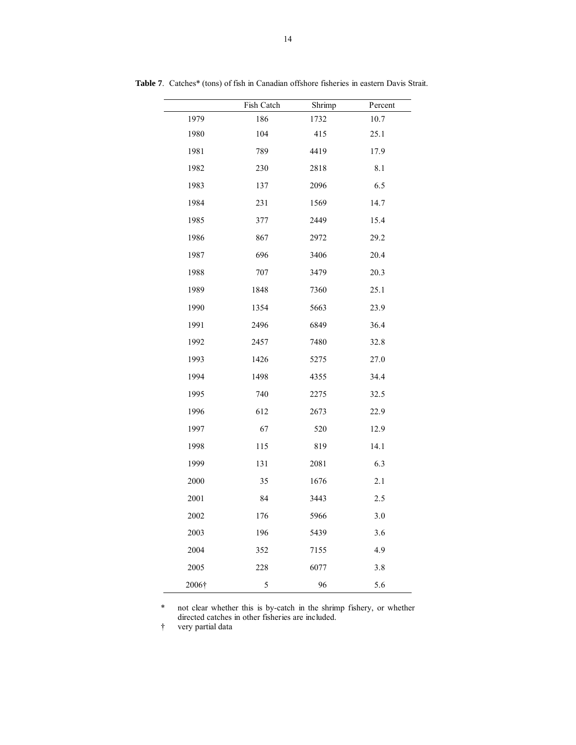**Table 7**. Catches* (tons) of fish in Canadian offshore fisheries in eastern Davis Strait.

| | Fish Catch | Shrimp | Percent |
|---|---|---|---|
| 1979 | 186 | 1732 | 10.7 |
| 1980 | 104 | 415 | 25.1 |
| 1981 | 789 | 4419 | 17.9 |
| 1982 | 230 | 2818 | 8.1 |
| 1983 | 137 | 2096 | 6.5 |
| 1984 | 231 | 1569 | 14.7 |
| 1985 | 377 | 2449 | 15.4 |
| 1986 | 867 | 2972 | 29.2 |
| 1987 | 696 | 3406 | 20.4 |
| 1988 | 707 | 3479 | 20.3 |
| 1989 | 1848 | 7360 | 25.1 |
| 1990 | 1354 | 5663 | 23.9 |
| 1991 | 2496 | 6849 | 36.4 |
| 1992 | 2457 | 7480 | 32.8 |
| 1993 | 1426 | 5275 | 27.0 |
| 1994 | 1498 | 4355 | 34.4 |
| 1995 | 740 | 2275 | 32.5 |
| 1996 | 612 | 2673 | 22.9 |
| 1997 | 67 | 520 | 12.9 |
| 1998 | 115 | 819 | 14.1 |
| 1999 | 131 | 2081 | 6.3 |
| 2000 | 35 | 1676 | 2.1 |
| 2001 | 84 | 3443 | 2.5 |
| 2002 | 176 | 5966 | 3.0 |
| 2003 | 196 | 5439 | 3.6 |
| 2004 | 352 | 7155 | 4.9 |
| 2005 | 228 | 6077 | 3.8 |
| 2006† | 5 | 96 | 5.6 |

\* not clear whether this is by-catch in the shrimp fishery, or whether directed catches in other fisheries are included.

† very partial data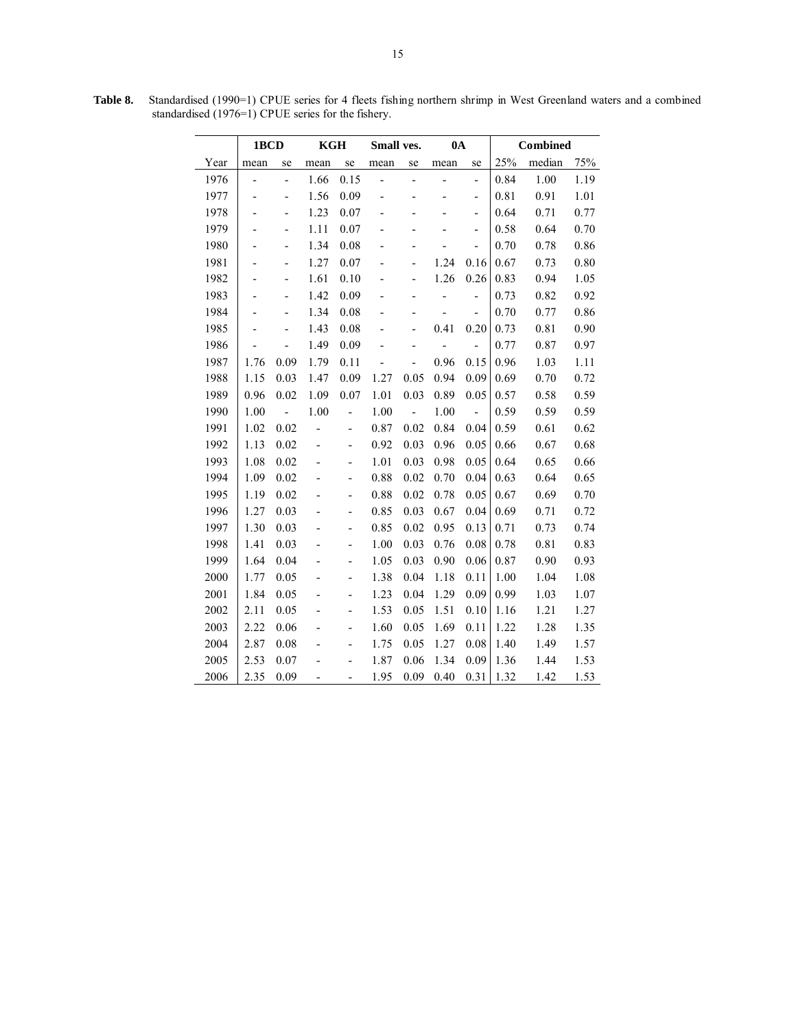**Table 8.** Standardised (1990=1) CPUE series for 4 fleets fishing northern shrimp in West Greenland waters and a combined standardised (1976=1) CPUE series for the fishery.

| | 1BCD | | KGH | | Small ves. | | 0A | | Combined | | |
|---|---|---|---|---|---|---|---|---|---|---|---|
| Year | mean | se | mean | se | mean | se | mean | se | 25% | median | 75% |
| 1976 | - | - | 1.66 | 0.15 | - | - | - | - | 0.84 | 1.00 | 1.19 |
| 1977 | - | - | 1.56 | 0.09 | - | - | - | - | 0.81 | 0.91 | 1.01 |
| 1978 | - | - | 1.23 | 0.07 | - | - | - | - | 0.64 | 0.71 | 0.77 |
| 1979 | - | - | 1.11 | 0.07 | - | - | - | - | 0.58 | 0.64 | 0.70 |
| 1980 | - | - | 1.34 | 0.08 | - | - | - | - | 0.70 | 0.78 | 0.86 |
| 1981 | - | - | 1.27 | 0.07 | - | - | 1.24 | 0.16 | 0.67 | 0.73 | 0.80 |
| 1982 | - | - | 1.61 | 0.10 | - | - | 1.26 | 0.26 | 0.83 | 0.94 | 1.05 |
| 1983 | - | - | 1.42 | 0.09 | - | - | - | - | 0.73 | 0.82 | 0.92 |
| 1984 | - | - | 1.34 | 0.08 | - | - | - | - | 0.70 | 0.77 | 0.86 |
| 1985 | - | - | 1.43 | 0.08 | - | - | 0.41 | 0.20 | 0.73 | 0.81 | 0.90 |
| 1986 | - | - | 1.49 | 0.09 | - | - | - | - | 0.77 | 0.87 | 0.97 |
| 1987 | 1.76 | 0.09 | 1.79 | 0.11 | - | - | 0.96 | 0.15 | 0.96 | 1.03 | 1.11 |
| 1988 | 1.15 | 0.03 | 1.47 | 0.09 | 1.27 | 0.05 | 0.94 | 0.09 | 0.69 | 0.70 | 0.72 |
| 1989 | 0.96 | 0.02 | 1.09 | 0.07 | 1.01 | 0.03 | 0.89 | 0.05 | 0.57 | 0.58 | 0.59 |
| 1990 | 1.00 | - | 1.00 | - | 1.00 | - | 1.00 | - | 0.59 | 0.59 | 0.59 |
| 1991 | 1.02 | 0.02 | - | - | 0.87 | 0.02 | 0.84 | 0.04 | 0.59 | 0.61 | 0.62 |
| 1992 | 1.13 | 0.02 | - | - | 0.92 | 0.03 | 0.96 | 0.05 | 0.66 | 0.67 | 0.68 |
| 1993 | 1.08 | 0.02 | - | - | 1.01 | 0.03 | 0.98 | 0.05 | 0.64 | 0.65 | 0.66 |
| 1994 | 1.09 | 0.02 | - | - | 0.88 | 0.02 | 0.70 | 0.04 | 0.63 | 0.64 | 0.65 |
| 1995 | 1.19 | 0.02 | - | - | 0.88 | 0.02 | 0.78 | 0.05 | 0.67 | 0.69 | 0.70 |
| 1996 | 1.27 | 0.03 | - | - | 0.85 | 0.03 | 0.67 | 0.04 | 0.69 | 0.71 | 0.72 |
| 1997 | 1.30 | 0.03 | - | - | 0.85 | 0.02 | 0.95 | 0.13 | 0.71 | 0.73 | 0.74 |
| 1998 | 1.41 | 0.03 | - | - | 1.00 | 0.03 | 0.76 | 0.08 | 0.78 | 0.81 | 0.83 |
| 1999 | 1.64 | 0.04 | - | - | 1.05 | 0.03 | 0.90 | 0.06 | 0.87 | 0.90 | 0.93 |
| 2000 | 1.77 | 0.05 | - | - | 1.38 | 0.04 | 1.18 | 0.11 | 1.00 | 1.04 | 1.08 |
| 2001 | 1.84 | 0.05 | - | - | 1.23 | 0.04 | 1.29 | 0.09 | 0.99 | 1.03 | 1.07 |
| 2002 | 2.11 | 0.05 | - | - | 1.53 | 0.05 | 1.51 | 0.10 | 1.16 | 1.21 | 1.27 |
| 2003 | 2.22 | 0.06 | - | - | 1.60 | 0.05 | 1.69 | 0.11 | 1.22 | 1.28 | 1.35 |
| 2004 | 2.87 | 0.08 | - | - | 1.75 | 0.05 | 1.27 | 0.08 | 1.40 | 1.49 | 1.57 |
| 2005 | 2.53 | 0.07 | - | - | 1.87 | 0.06 | 1.34 | 0.09 | 1.36 | 1.44 | 1.53 |
| 2006 | 2.35 | 0.09 | - | - | 1.95 | 0.09 | 0.40 | 0.31 | 1.32 | 1.42 | 1.53 |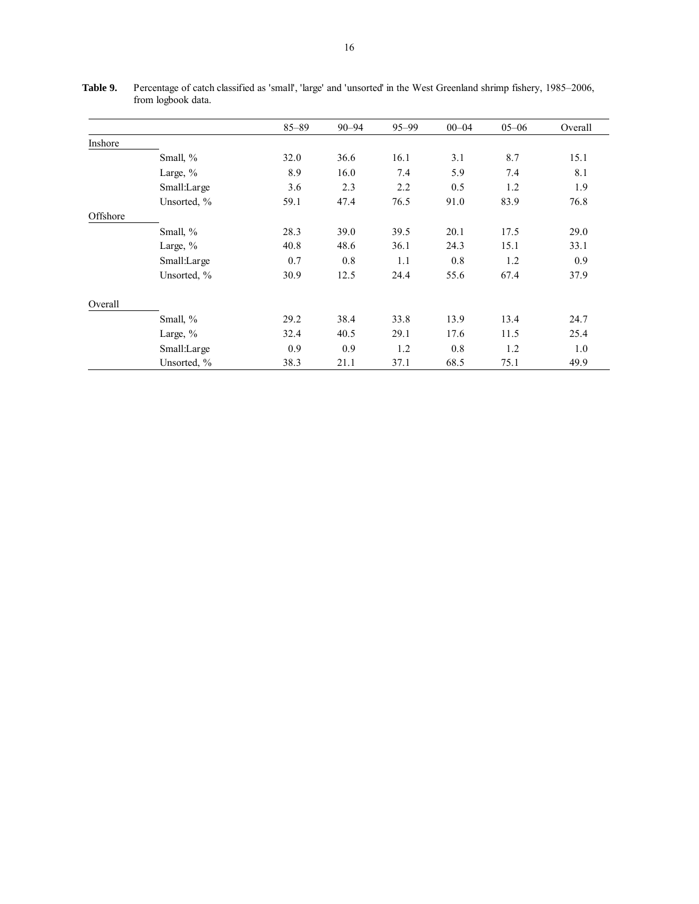**Table 9.** Percentage of catch classified as 'small', 'large' and 'unsorted' in the West Greenland shrimp fishery, 1985–2006, from logbook data.

| | | 85–89 | 90–94 | 95–99 | 00–04 | 05–06 | Overall |
|---|---|---|---|---|---|---|---|
| Inshore | | | | | | | |
| | Small, % | 32.0 | 36.6 | 16.1 | 3.1 | 8.7 | 15.1 |
| | Large, % | 8.9 | 16.0 | 7.4 | 5.9 | 7.4 | 8.1 |
| | Small:Large | 3.6 | 2.3 | 2.2 | 0.5 | 1.2 | 1.9 |
| | Unsorted, % | 59.1 | 47.4 | 76.5 | 91.0 | 83.9 | 76.8 |
| Offshore | | | | | | | |
| | Small, % | 28.3 | 39.0 | 39.5 | 20.1 | 17.5 | 29.0 |
| | Large, % | 40.8 | 48.6 | 36.1 | 24.3 | 15.1 | 33.1 |
| | Small:Large | 0.7 | 0.8 | 1.1 | 0.8 | 1.2 | 0.9 |
| | Unsorted, % | 30.9 | 12.5 | 24.4 | 55.6 | 67.4 | 37.9 |
| Overall | | | | | | | |
| | Small, % | 29.2 | 38.4 | 33.8 | 13.9 | 13.4 | 24.7 |
| | Large, % | 32.4 | 40.5 | 29.1 | 17.6 | 11.5 | 25.4 |
| | Small:Large | 0.9 | 0.9 | 1.2 | 0.8 | 1.2 | 1.0 |
| | Unsorted, % | 38.3 | 21.1 | 37.1 | 68.5 | 75.1 | 49.9 |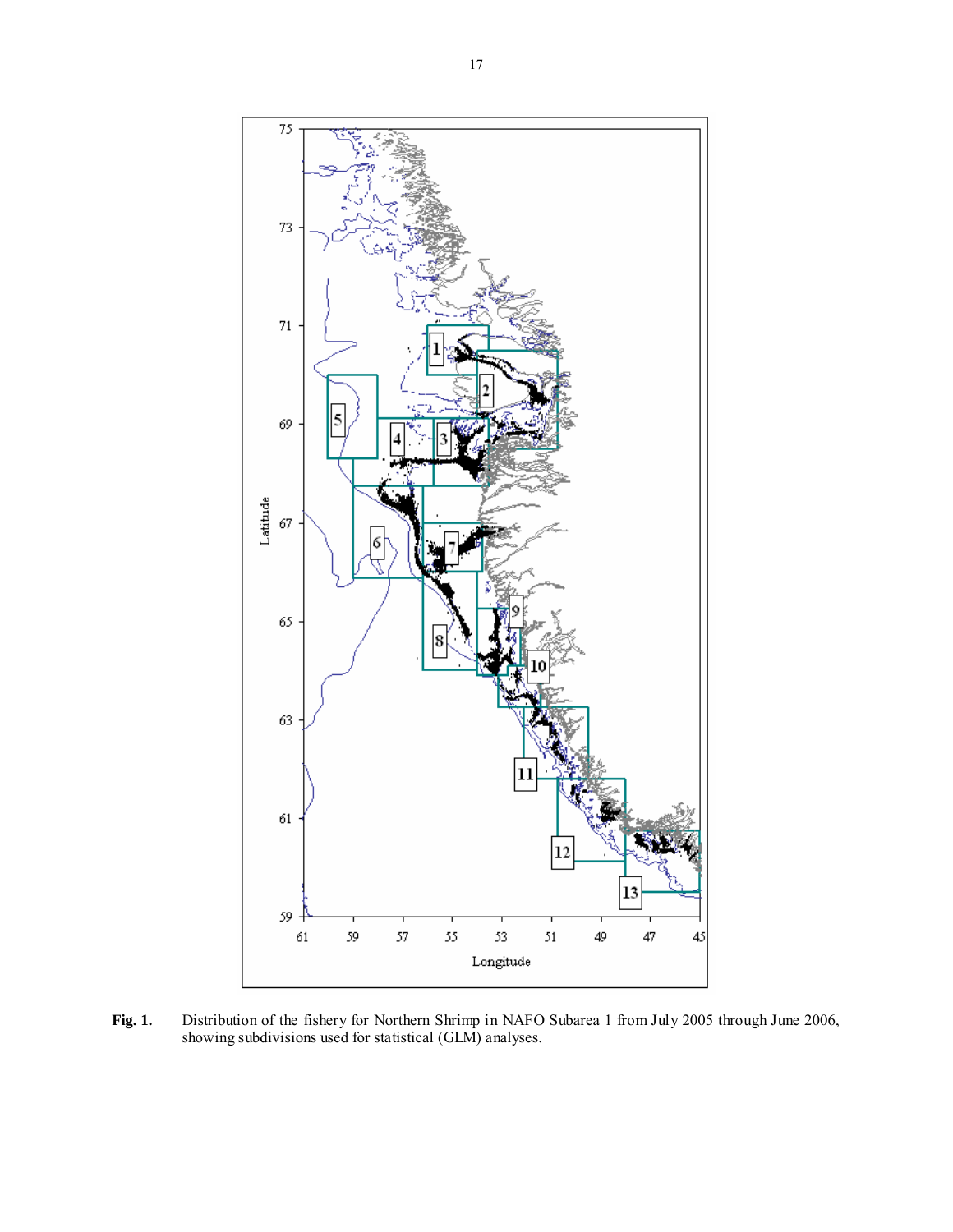**Fig. 1.** Distribution of the fishery for Northern Shrimp in NAFO Subarea 1 from July 2005 through June 2006, showing subdivisions used for statistical (GLM) analyses.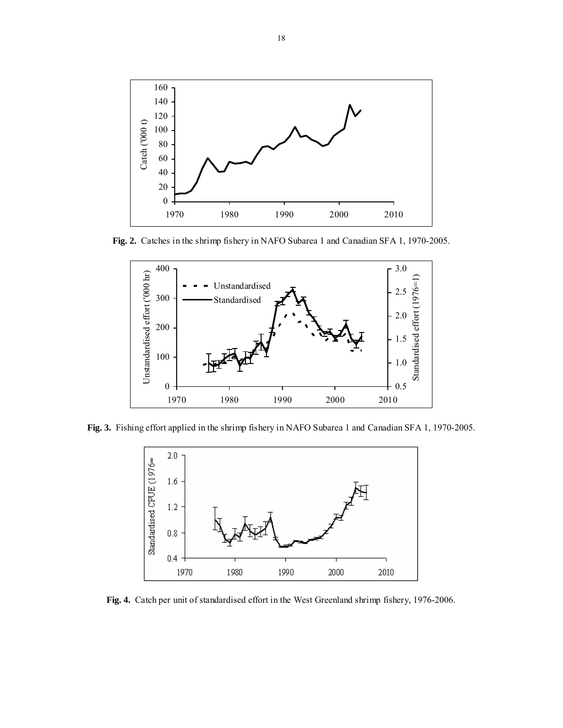**Fig. 2.** Catches in the shrimp fishery in NAFO Subarea 1 and Canadian SFA 1, 1970-2005.

**Fig. 3.** Fishing effort applied in the shrimp fishery in NAFO Subarea 1 and Canadian SFA 1, 1970-2005.

**Fig. 4.** Catch per unit of standardised effort in the West Greenland shrimp fishery, 1976-2006.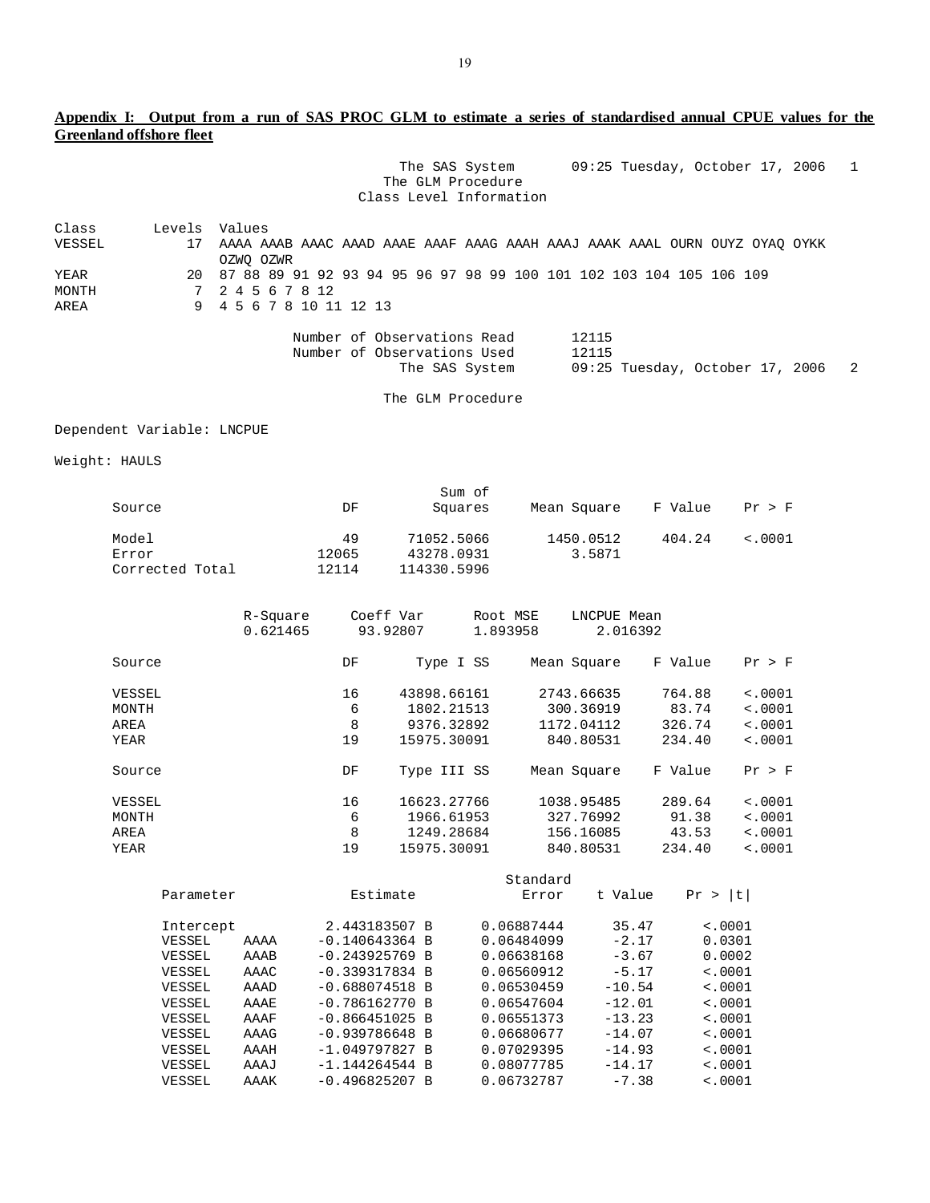**Appendix I: Output from a run of SAS PROC GLM to estimate a series of standardised annual CPUE values for the Greenland offshore fleet**

```
                                The SAS System       09:25 Tuesday, October 17, 2006   1
                               The GLM Procedure
                            Class Level Information

Class       Levels  Values
VESSEL          17  AAAA AAAB AAAC AAAD AAAE AAAF AAAG AAAH AAAJ AAAK AAAL OURN OUYZ OYAQ OYKK
                    OZWQ OZWR
YEAR            20  87 88 89 91 92 93 94 95 96 97 98 99 100 101 102 103 104 105 106 109
MONTH            7  2 4 5 6 7 8 12
AREA             9  4 5 6 7 8 10 11 12 13

                         Number of Observations Read        12115
                         Number of Observations Used        12115
                                The SAS System       09:25 Tuesday, October 17, 2006   2

                               The GLM Procedure

Dependent Variable: LNCPUE

Weight: HAULS

                                            Sum of
      Source                      DF        Squares     Mean Square    F Value    Pr > F

      Model                       49     71052.5066       1450.0512     404.24    <.0001
      Error                    12065     43278.0931          3.5871
      Corrected Total          12114    114330.5996


                    R-Square     Coeff Var      Root MSE    LNCPUE Mean
                    0.621465      93.92807      1.893958       2.016392

      Source                      DF      Type I SS     Mean Square    F Value    Pr > F

      VESSEL                      16    43898.66161      2743.66635     764.88    <.0001
      MONTH                        6     1802.21513       300.36919      83.74    <.0001
      AREA                         8     9376.32892      1172.04112     326.74    <.0001
      YEAR                        19    15975.30091       840.80531     234.40    <.0001

      Source                      DF    Type III SS     Mean Square    F Value    Pr > F

      VESSEL                      16    16623.27766      1038.95485     289.64    <.0001
      MONTH                        6     1966.61953       327.76992      91.38    <.0001
      AREA                         8     1249.28684       156.16085      43.53    <.0001
      YEAR                        19    15975.30091       840.80531     234.40    <.0001

                                                     Standard
         Parameter              Estimate                Error    t Value    Pr > |t|

         Intercept          2.443183507 B      0.06887444      35.47      <.0001
         VESSEL    AAAA    -0.140643364 B      0.06484099      -2.17      0.0301
         VESSEL    AAAB    -0.243925769 B      0.06638168      -3.67      0.0002
         VESSEL    AAAC    -0.339317834 B      0.06560912      -5.17      <.0001
         VESSEL    AAAD    -0.688074518 B      0.06530459     -10.54      <.0001
         VESSEL    AAAE    -0.786162770 B      0.06547604     -12.01      <.0001
         VESSEL    AAAF    -0.866451025 B      0.06551373     -13.23      <.0001
         VESSEL    AAAG    -0.939786648 B      0.06680677     -14.07      <.0001
         VESSEL    AAAH    -1.049797827 B      0.07029395     -14.93      <.0001
         VESSEL    AAAJ    -1.144264544 B      0.08077785     -14.17      <.0001
         VESSEL    AAAK    -0.496825207 B      0.06732787      -7.38      <.0001
```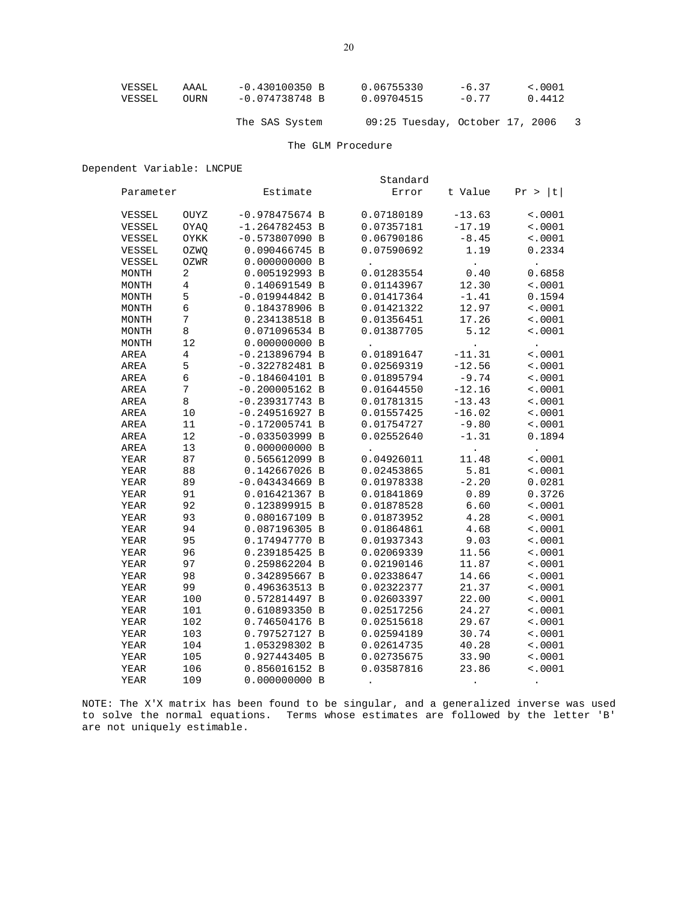| | | | | | |
|---|---|---|---|---|---|
| VESSEL | AAAL | -0.430100350 B | 0.06755330 | -6.37 | <.0001 |
| VESSEL | OURN | -0.074738748 B | 0.09704515 | -0.77 | 0.4412 |

The SAS System 09:25 Tuesday, October 17, 2006 3

The GLM Procedure

Dependent Variable: LNCPUE

| Parameter | | Estimate | Standard Error | t Value | Pr > \|t\| |
|---|---|---|---|---|---|
| VESSEL | OUYZ | -0.978475674 B | 0.07180189 | -13.63 | <.0001 |
| VESSEL | OYAQ | -1.264782453 B | 0.07357181 | -17.19 | <.0001 |
| VESSEL | OYKK | -0.573807090 B | 0.06790186 | -8.45 | <.0001 |
| VESSEL | OZWQ | 0.090466745 B | 0.07590692 | 1.19 | 0.2334 |
| VESSEL | OZWR | 0.000000000 B | . | . | . |
| MONTH | 2 | 0.005192993 B | 0.01283554 | 0.40 | 0.6858 |
| MONTH | 4 | 0.140691549 B | 0.01143967 | 12.30 | <.0001 |
| MONTH | 5 | -0.019944842 B | 0.01417364 | -1.41 | 0.1594 |
| MONTH | 6 | 0.184378906 B | 0.01421322 | 12.97 | <.0001 |
| MONTH | 7 | 0.234138518 B | 0.01356451 | 17.26 | <.0001 |
| MONTH | 8 | 0.071096534 B | 0.01387705 | 5.12 | <.0001 |
| MONTH | 12 | 0.000000000 B | . | . | . |
| AREA | 4 | -0.213896794 B | 0.01891647 | -11.31 | <.0001 |
| AREA | 5 | -0.322782481 B | 0.02569319 | -12.56 | <.0001 |
| AREA | 6 | -0.184604101 B | 0.01895794 | -9.74 | <.0001 |
| AREA | 7 | -0.200005162 B | 0.01644550 | -12.16 | <.0001 |
| AREA | 8 | -0.239317743 B | 0.01781315 | -13.43 | <.0001 |
| AREA | 10 | -0.249516927 B | 0.01557425 | -16.02 | <.0001 |
| AREA | 11 | -0.172005741 B | 0.01754727 | -9.80 | <.0001 |
| AREA | 12 | -0.033503999 B | 0.02552640 | -1.31 | 0.1894 |
| AREA | 13 | 0.000000000 B | . | . | . |
| YEAR | 87 | 0.565612099 B | 0.04926011 | 11.48 | <.0001 |
| YEAR | 88 | 0.142667026 B | 0.02453865 | 5.81 | <.0001 |
| YEAR | 89 | -0.043434669 B | 0.01978338 | -2.20 | 0.0281 |
| YEAR | 91 | 0.016421367 B | 0.01841869 | 0.89 | 0.3726 |
| YEAR | 92 | 0.123899915 B | 0.01878528 | 6.60 | <.0001 |
| YEAR | 93 | 0.080167109 B | 0.01873952 | 4.28 | <.0001 |
| YEAR | 94 | 0.087196305 B | 0.01864861 | 4.68 | <.0001 |
| YEAR | 95 | 0.174947770 B | 0.01937343 | 9.03 | <.0001 |
| YEAR | 96 | 0.239185425 B | 0.02069339 | 11.56 | <.0001 |
| YEAR | 97 | 0.259862204 B | 0.02190146 | 11.87 | <.0001 |
| YEAR | 98 | 0.342895667 B | 0.02338647 | 14.66 | <.0001 |
| YEAR | 99 | 0.496363513 B | 0.02322377 | 21.37 | <.0001 |
| YEAR | 100 | 0.572814497 B | 0.02603397 | 22.00 | <.0001 |
| YEAR | 101 | 0.610893350 B | 0.02517256 | 24.27 | <.0001 |
| YEAR | 102 | 0.746504176 B | 0.02515618 | 29.67 | <.0001 |
| YEAR | 103 | 0.797527127 B | 0.02594189 | 30.74 | <.0001 |
| YEAR | 104 | 1.053298302 B | 0.02614735 | 40.28 | <.0001 |
| YEAR | 105 | 0.927443405 B | 0.02735675 | 33.90 | <.0001 |
| YEAR | 106 | 0.856016152 B | 0.03587816 | 23.86 | <.0001 |
| YEAR | 109 | 0.000000000 B | . | . | . |

NOTE: The X'X matrix has been found to be singular, and a generalized inverse was used to solve the normal equations. Terms whose estimates are followed by the letter 'B' are not uniquely estimable.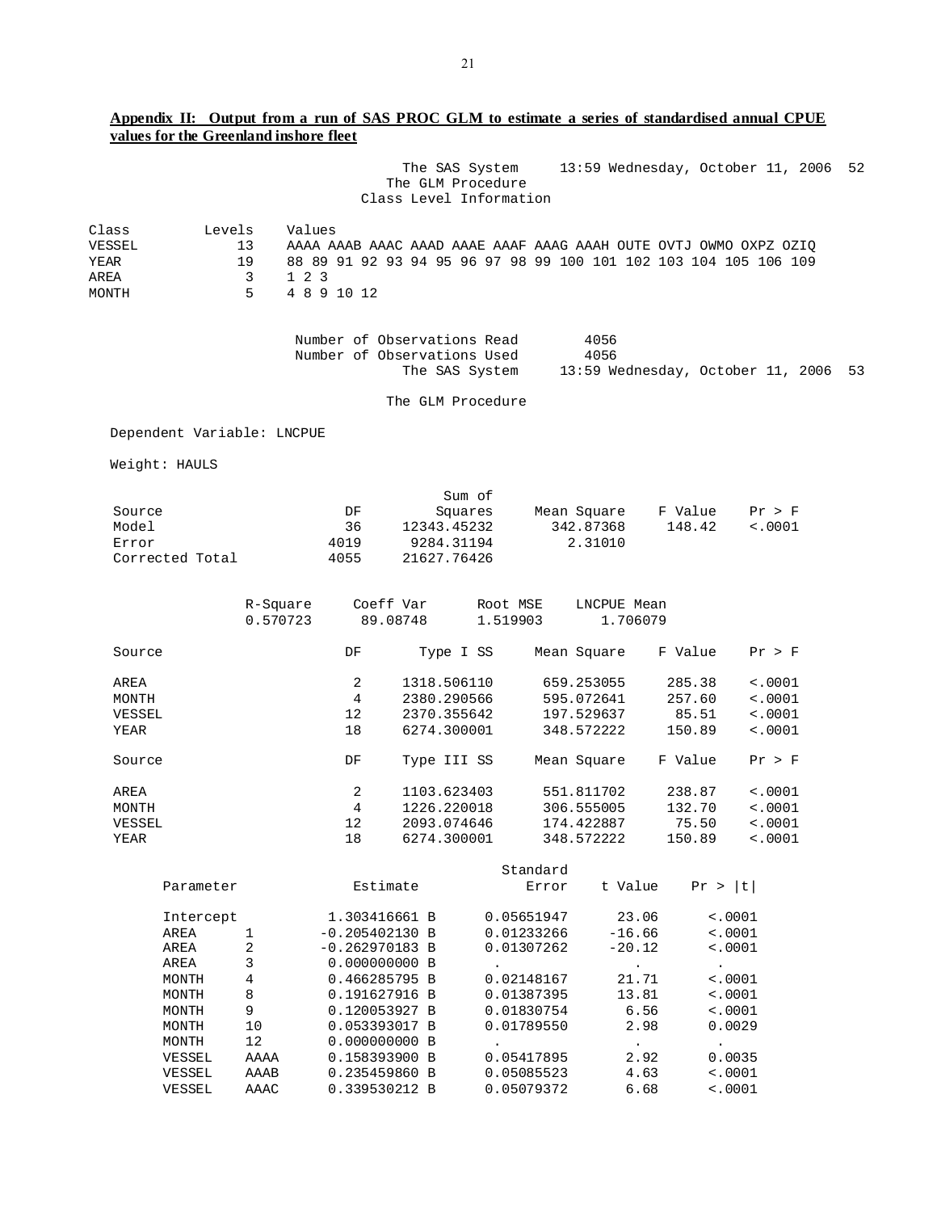**Appendix II: Output from a run of SAS PROC GLM to estimate a series of standardised annual CPUE values for the Greenland inshore fleet**

```
                              The SAS System     13:59 Wednesday, October 11, 2006  52
                            The GLM Procedure
                         Class Level Information

Class         Levels    Values
VESSEL            13    AAAA AAAB AAAC AAAD AAAE AAAF AAAG AAAH OUTE OVTJ OWMO OXPZ OZIQ
YEAR              19    88 89 91 92 93 94 95 96 97 98 99 100 101 102 103 104 105 106 109
AREA               3    1 2 3
MONTH              5    4 8 9 10 12


                     Number of Observations Read         4056
                     Number of Observations Used         4056
                              The SAS System     13:59 Wednesday, October 11, 2006  53

                            The GLM Procedure

  Dependent Variable: LNCPUE

  Weight: HAULS

                                        Sum of
  Source                      DF       Squares     Mean Square    F Value    Pr > F
  Model                       36   12343.45232       342.87368     148.42    <.0001
  Error                     4019    9284.31194         2.31010
  Corrected Total           4055   21627.76426


              R-Square     Coeff Var      Root MSE    LNCPUE Mean
              0.570723      89.08748      1.519903       1.706079

  Source                      DF     Type I SS     Mean Square    F Value    Pr > F

  AREA                         2   1318.506110      659.253055     285.38    <.0001
  MONTH                        4   2380.290566      595.072641     257.60    <.0001
  VESSEL                      12   2370.355642      197.529637      85.51    <.0001
  YEAR                        18   6274.300001      348.572222     150.89    <.0001

  Source                      DF   Type III SS     Mean Square    F Value    Pr > F

  AREA                         2   1103.623403      551.811702     238.87    <.0001
  MONTH                        4   1226.220018      306.555005     132.70    <.0001
  VESSEL                      12   2093.074646      174.422887      75.50    <.0001
  YEAR                        18   6274.300001      348.572222     150.89    <.0001

                                                    Standard
      Parameter              Estimate                  Error    t Value    Pr > |t|

      Intercept          1.303416661 B       0.05651947      23.06      <.0001
      AREA      1       -0.205402130 B       0.01233266     -16.66      <.0001
      AREA      2       -0.262970183 B       0.01307262     -20.12      <.0001
      AREA      3        0.000000000 B        .               .          .
      MONTH     4        0.466285795 B       0.02148167      21.71      <.0001
      MONTH     8        0.191627916 B       0.01387395      13.81      <.0001
      MONTH     9        0.120053927 B       0.01830754       6.56      <.0001
      MONTH     10       0.053393017 B       0.01789550       2.98      0.0029
      MONTH     12       0.000000000 B        .               .          .
      VESSEL    AAAA     0.158393900 B       0.05417895       2.92      0.0035
      VESSEL    AAAB     0.235459860 B       0.05085523       4.63      <.0001
      VESSEL    AAAC     0.339530212 B       0.05079372       6.68      <.0001
```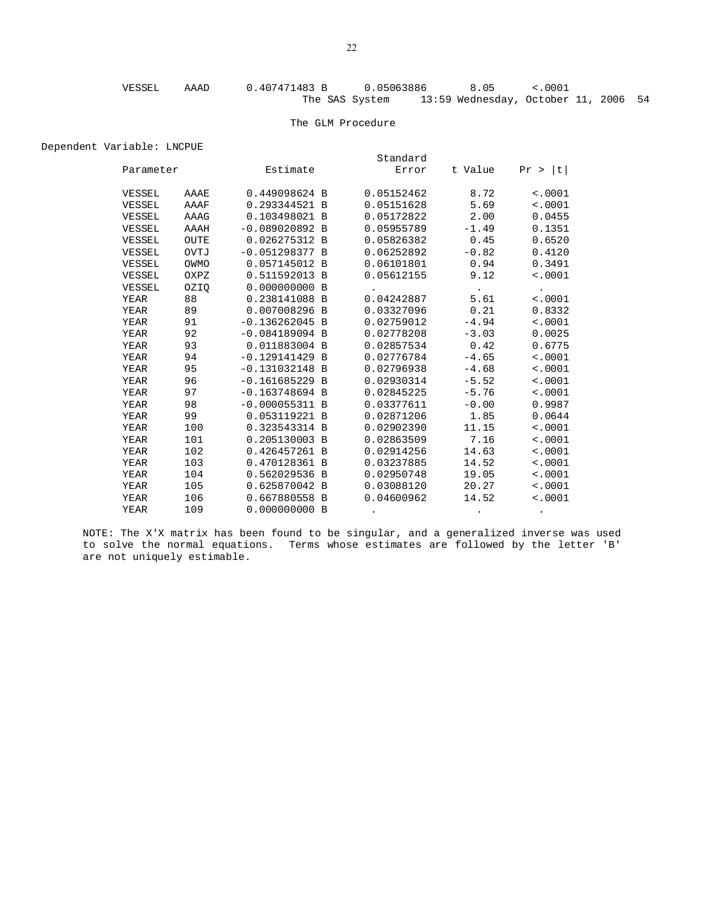| VESSEL | AAAD | 0.407471483 B | 0.05063886 | 8.05 | <.0001 |
|---|---|---|---|---|---|

The SAS System 13:59 Wednesday, October 11, 2006 54

The GLM Procedure

Dependent Variable: LNCPUE

| Parameter | | Estimate | Standard Error | t Value | Pr > \|t\| |
|---|---|---|---|---|---|
| VESSEL | AAAE | 0.449098624 B | 0.05152462 | 8.72 | <.0001 |
| VESSEL | AAAF | 0.293344521 B | 0.05151628 | 5.69 | <.0001 |
| VESSEL | AAAG | 0.103498021 B | 0.05172822 | 2.00 | 0.0455 |
| VESSEL | AAAH | -0.089020892 B | 0.05955789 | -1.49 | 0.1351 |
| VESSEL | OUTE | 0.026275312 B | 0.05826382 | 0.45 | 0.6520 |
| VESSEL | OVTJ | -0.051298377 B | 0.06252892 | -0.82 | 0.4120 |
| VESSEL | OWMO | 0.057145012 B | 0.06101801 | 0.94 | 0.3491 |
| VESSEL | OXPZ | 0.511592013 B | 0.05612155 | 9.12 | <.0001 |
| VESSEL | OZIQ | 0.000000000 B | . | . | . |
| YEAR | 88 | 0.238141088 B | 0.04242887 | 5.61 | <.0001 |
| YEAR | 89 | 0.007008296 B | 0.03327096 | 0.21 | 0.8332 |
| YEAR | 91 | -0.136262045 B | 0.02759012 | -4.94 | <.0001 |
| YEAR | 92 | -0.084189094 B | 0.02778208 | -3.03 | 0.0025 |
| YEAR | 93 | 0.011883004 B | 0.02857534 | 0.42 | 0.6775 |
| YEAR | 94 | -0.129141429 B | 0.02776784 | -4.65 | <.0001 |
| YEAR | 95 | -0.131032148 B | 0.02796938 | -4.68 | <.0001 |
| YEAR | 96 | -0.161685229 B | 0.02930314 | -5.52 | <.0001 |
| YEAR | 97 | -0.163748694 B | 0.02845225 | -5.76 | <.0001 |
| YEAR | 98 | -0.000055311 B | 0.03377611 | -0.00 | 0.9987 |
| YEAR | 99 | 0.053119221 B | 0.02871206 | 1.85 | 0.0644 |
| YEAR | 100 | 0.323543314 B | 0.02902390 | 11.15 | <.0001 |
| YEAR | 101 | 0.205130003 B | 0.02863509 | 7.16 | <.0001 |
| YEAR | 102 | 0.426457261 B | 0.02914256 | 14.63 | <.0001 |
| YEAR | 103 | 0.470128361 B | 0.03237885 | 14.52 | <.0001 |
| YEAR | 104 | 0.562029536 B | 0.02950748 | 19.05 | <.0001 |
| YEAR | 105 | 0.625870042 B | 0.03088120 | 20.27 | <.0001 |
| YEAR | 106 | 0.667880558 B | 0.04600962 | 14.52 | <.0001 |
| YEAR | 109 | 0.000000000 B | . | . | . |

NOTE: The X'X matrix has been found to be singular, and a generalized inverse was used to solve the normal equations. Terms whose estimates are followed by the letter 'B' are not uniquely estimable.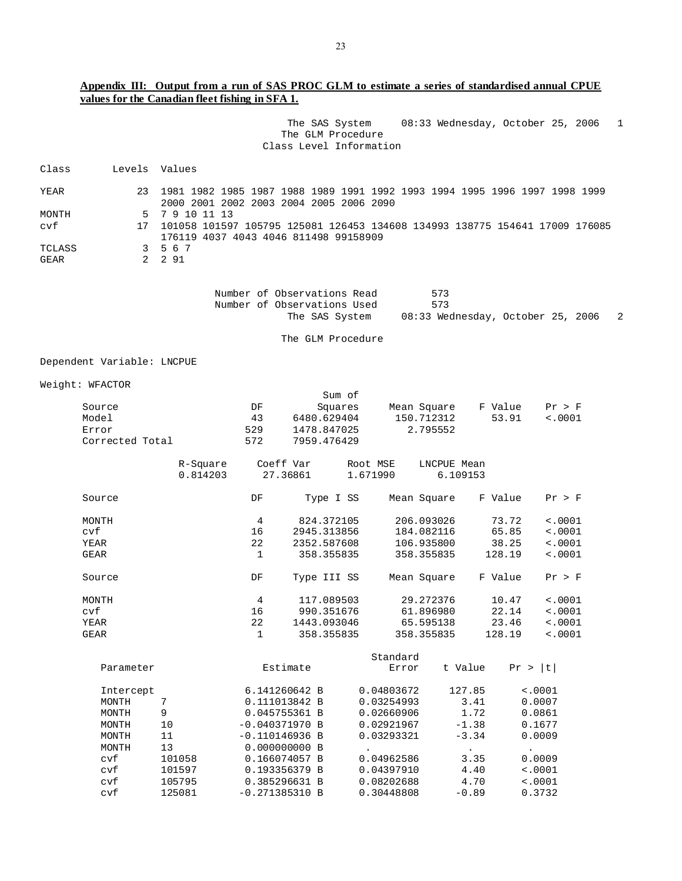**Appendix III: Output from a run of SAS PROC GLM to estimate a series of standardised annual CPUE values for the Canadian fleet fishing in SFA 1.**

```
                              The SAS System     08:33 Wednesday, October 25, 2006   1
                             The GLM Procedure
                          Class Level Information

Class       Levels  Values

YEAR            23  1981 1982 1985 1987 1988 1989 1991 1992 1993 1994 1995 1996 1997 1998 1999
                    2000 2001 2002 2003 2004 2005 2006 2090
MONTH            5  7 9 10 11 13
cvf             17  101058 101597 105795 125081 126453 134608 134993 138775 154641 17009 176085
                    176119 4037 4043 4046 811498 99158909
TCLASS           3  5 6 7
GEAR             2  2 91


                       Number of Observations Read          573
                       Number of Observations Used          573
                              The SAS System     08:33 Wednesday, October 25, 2006   2

                             The GLM Procedure

Dependent Variable: LNCPUE

Weight: WFACTOR
                                           Sum of
       Source                      DF         Squares     Mean Square    F Value    Pr > F
       Model                       43     6480.629404      150.712312      53.91    <.0001
       Error                      529     1478.847025        2.795552
       Corrected Total            572     7959.476429

                     R-Square     Coeff Var      Root MSE    LNCPUE Mean
                     0.814203      27.36861      1.671990       6.109153

       Source                      DF       Type I SS     Mean Square    F Value    Pr > F

       MONTH                        4      824.372105      206.093026      73.72    <.0001
       cvf                         16     2945.313856      184.082116      65.85    <.0001
       YEAR                        22     2352.587608      106.935800      38.25    <.0001
       GEAR                         1      358.355835      358.355835     128.19    <.0001

       Source                      DF     Type III SS     Mean Square    F Value    Pr > F

       MONTH                        4      117.089503       29.272376      10.47    <.0001
       cvf                         16      990.351676       61.896980      22.14    <.0001
       YEAR                        22     1443.093046       65.595138      23.46    <.0001
       GEAR                         1      358.355835      358.355835     128.19    <.0001

                                                          Standard
         Parameter                 Estimate                  Error    t Value    Pr > |t|

         Intercept             6.141260642 B        0.04803672     127.85      <.0001
         MONTH     7           0.111013842 B        0.03254993       3.41      0.0007
         MONTH     9           0.045755361 B        0.02660906       1.72      0.0861
         MONTH     10         -0.040371970 B        0.02921967      -1.38      0.1677
         MONTH     11         -0.110146936 B        0.03293321      -3.34      0.0009
         MONTH     13          0.000000000 B         .                .         .
         cvf       101058      0.166074057 B        0.04962586       3.35      0.0009
         cvf       101597      0.193356379 B        0.04397910       4.40      <.0001
         cvf       105795      0.385296631 B        0.08202688       4.70      <.0001
         cvf       125081     -0.271385310 B        0.30448808      -0.89      0.3732
```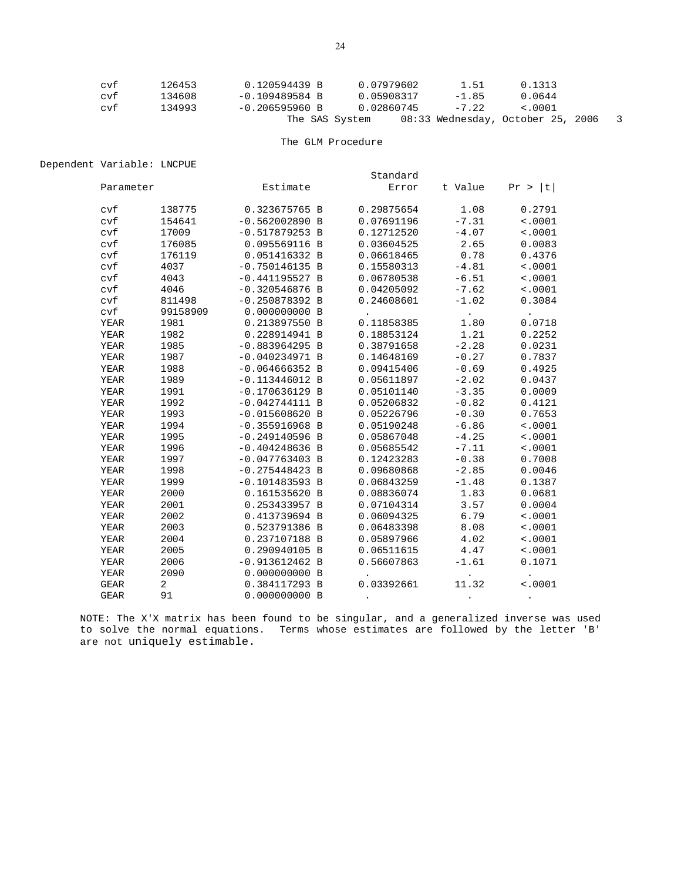| Parameter | | Estimate | | Standard Error | t Value | Pr > \|t\| |
|---|---|---|---|---|---|---|
| cvf | 126453 | 0.120594439 | B | 0.07979602 | 1.51 | 0.1313 |
| cvf | 134608 | -0.109489584 | B | 0.05908317 | -1.85 | 0.0644 |
| cvf | 134993 | -0.206595960 | B | 0.02860745 | -7.22 | <.0001 |

The SAS System     08:33 Wednesday, October 25, 2006   3

The GLM Procedure

Dependent Variable: LNCPUE

| Parameter | | Estimate | | Standard Error | t Value | Pr > \|t\| |
|---|---|---|---|---|---|---|
| cvf | 138775 | 0.323675765 | B | 0.29875654 | 1.08 | 0.2791 |
| cvf | 154641 | -0.562002890 | B | 0.07691196 | -7.31 | <.0001 |
| cvf | 17009 | -0.517879253 | B | 0.12712520 | -4.07 | <.0001 |
| cvf | 176085 | 0.095569116 | B | 0.03604525 | 2.65 | 0.0083 |
| cvf | 176119 | 0.051416332 | B | 0.06618465 | 0.78 | 0.4376 |
| cvf | 4037 | -0.750146135 | B | 0.15580313 | -4.81 | <.0001 |
| cvf | 4043 | -0.441195527 | B | 0.06780538 | -6.51 | <.0001 |
| cvf | 4046 | -0.320546876 | B | 0.04205092 | -7.62 | <.0001 |
| cvf | 811498 | -0.250878392 | B | 0.24608601 | -1.02 | 0.3084 |
| cvf | 99158909 | 0.000000000 | B | . | . | . |
| YEAR | 1981 | 0.213897550 | B | 0.11858385 | 1.80 | 0.0718 |
| YEAR | 1982 | 0.228914941 | B | 0.18853124 | 1.21 | 0.2252 |
| YEAR | 1985 | -0.883964295 | B | 0.38791658 | -2.28 | 0.0231 |
| YEAR | 1987 | -0.040234971 | B | 0.14648169 | -0.27 | 0.7837 |
| YEAR | 1988 | -0.064666352 | B | 0.09415406 | -0.69 | 0.4925 |
| YEAR | 1989 | -0.113446012 | B | 0.05611897 | -2.02 | 0.0437 |
| YEAR | 1991 | -0.170636129 | B | 0.05101140 | -3.35 | 0.0009 |
| YEAR | 1992 | -0.042744111 | B | 0.05206832 | -0.82 | 0.4121 |
| YEAR | 1993 | -0.015608620 | B | 0.05226796 | -0.30 | 0.7653 |
| YEAR | 1994 | -0.355916968 | B | 0.05190248 | -6.86 | <.0001 |
| YEAR | 1995 | -0.249140596 | B | 0.05867048 | -4.25 | <.0001 |
| YEAR | 1996 | -0.404248636 | B | 0.05685542 | -7.11 | <.0001 |
| YEAR | 1997 | -0.047763403 | B | 0.12423283 | -0.38 | 0.7008 |
| YEAR | 1998 | -0.275448423 | B | 0.09680868 | -2.85 | 0.0046 |
| YEAR | 1999 | -0.101483593 | B | 0.06843259 | -1.48 | 0.1387 |
| YEAR | 2000 | 0.161535620 | B | 0.08836074 | 1.83 | 0.0681 |
| YEAR | 2001 | 0.253433957 | B | 0.07104314 | 3.57 | 0.0004 |
| YEAR | 2002 | 0.413739694 | B | 0.06094325 | 6.79 | <.0001 |
| YEAR | 2003 | 0.523791386 | B | 0.06483398 | 8.08 | <.0001 |
| YEAR | 2004 | 0.237107188 | B | 0.05897966 | 4.02 | <.0001 |
| YEAR | 2005 | 0.290940105 | B | 0.06511615 | 4.47 | <.0001 |
| YEAR | 2006 | -0.913612462 | B | 0.56607863 | -1.61 | 0.1071 |
| YEAR | 2090 | 0.000000000 | B | . | . | . |
| GEAR | 2 | 0.384117293 | B | 0.03392661 | 11.32 | <.0001 |
| GEAR | 91 | 0.000000000 | B | . | . | . |

NOTE: The X'X matrix has been found to be singular, and a generalized inverse was used to solve the normal equations. Terms whose estimates are followed by the letter 'B' are not uniquely estimable.